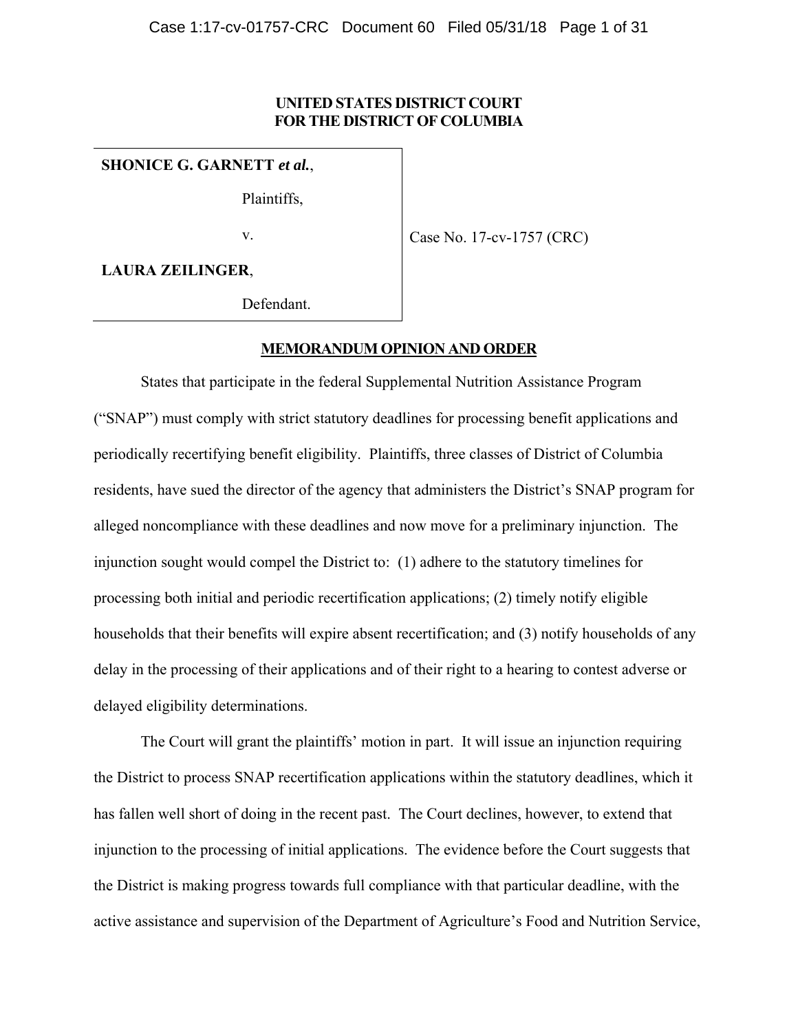**UNITED STATES DISTRICT COURT**
**FOR THE DISTRICT OF COLUMBIA**

| | |
|---|---|
| **SHONICE G. GARNETT** ***et al.***,<br><br>Plaintiffs,<br><br>v.<br><br>**LAURA ZEILINGER**,<br><br>Defendant. | Case No. 17-cv-1757 (CRC) |

**MEMORANDUM OPINION AND ORDER**

States that participate in the federal Supplemental Nutrition Assistance Program ("SNAP") must comply with strict statutory deadlines for processing benefit applications and periodically recertifying benefit eligibility. Plaintiffs, three classes of District of Columbia residents, have sued the director of the agency that administers the District's SNAP program for alleged noncompliance with these deadlines and now move for a preliminary injunction. The injunction sought would compel the District to: (1) adhere to the statutory timelines for processing both initial and periodic recertification applications; (2) timely notify eligible households that their benefits will expire absent recertification; and (3) notify households of any delay in the processing of their applications and of their right to a hearing to contest adverse or delayed eligibility determinations.

The Court will grant the plaintiffs' motion in part. It will issue an injunction requiring the District to process SNAP recertification applications within the statutory deadlines, which it has fallen well short of doing in the recent past. The Court declines, however, to extend that injunction to the processing of initial applications. The evidence before the Court suggests that the District is making progress towards full compliance with that particular deadline, with the active assistance and supervision of the Department of Agriculture's Food and Nutrition Service,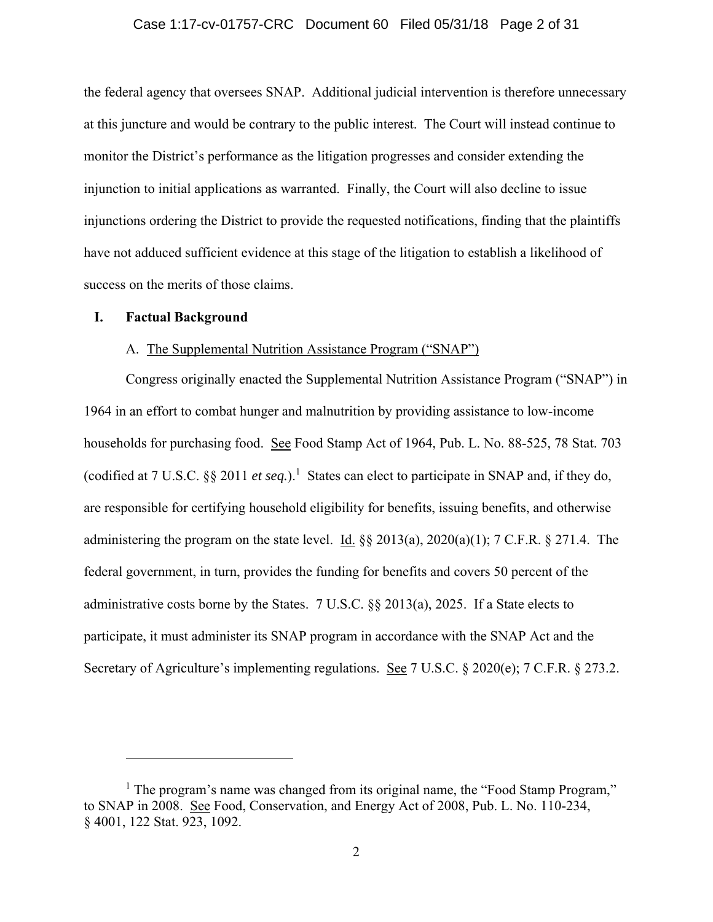the federal agency that oversees SNAP. Additional judicial intervention is therefore unnecessary at this juncture and would be contrary to the public interest. The Court will instead continue to monitor the District's performance as the litigation progresses and consider extending the injunction to initial applications as warranted. Finally, the Court will also decline to issue injunctions ordering the District to provide the requested notifications, finding that the plaintiffs have not adduced sufficient evidence at this stage of the litigation to establish a likelihood of success on the merits of those claims.

## I. Factual Background

### A. The Supplemental Nutrition Assistance Program ("SNAP")

Congress originally enacted the Supplemental Nutrition Assistance Program ("SNAP") in 1964 in an effort to combat hunger and malnutrition by providing assistance to low-income households for purchasing food. See Food Stamp Act of 1964, Pub. L. No. 88-525, 78 Stat. 703 (codified at 7 U.S.C. §§ 2011 *et seq.*).[1] States can elect to participate in SNAP and, if they do, are responsible for certifying household eligibility for benefits, issuing benefits, and otherwise administering the program on the state level. Id. §§ 2013(a), 2020(a)(1); 7 C.F.R. § 271.4. The federal government, in turn, provides the funding for benefits and covers 50 percent of the administrative costs borne by the States. 7 U.S.C. §§ 2013(a), 2025. If a State elects to participate, it must administer its SNAP program in accordance with the SNAP Act and the Secretary of Agriculture's implementing regulations. See 7 U.S.C. § 2020(e); 7 C.F.R. § 273.2.

---

[1] The program's name was changed from its original name, the "Food Stamp Program," to SNAP in 2008. See Food, Conservation, and Energy Act of 2008, Pub. L. No. 110-234, § 4001, 122 Stat. 923, 1092.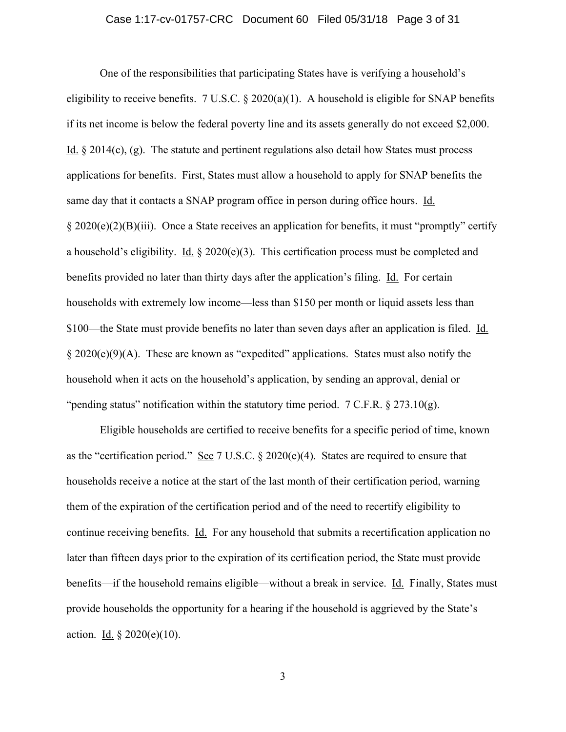One of the responsibilities that participating States have is verifying a household's eligibility to receive benefits. 7 U.S.C. § 2020(a)(1). A household is eligible for SNAP benefits if its net income is below the federal poverty line and its assets generally do not exceed $2,000. Id. § 2014(c), (g). The statute and pertinent regulations also detail how States must process applications for benefits. First, States must allow a household to apply for SNAP benefits the same day that it contacts a SNAP program office in person during office hours. Id. § 2020(e)(2)(B)(iii). Once a State receives an application for benefits, it must "promptly" certify a household's eligibility. Id. § 2020(e)(3). This certification process must be completed and benefits provided no later than thirty days after the application's filing. Id. For certain households with extremely low income—less than $150 per month or liquid assets less than $100—the State must provide benefits no later than seven days after an application is filed. Id. § 2020(e)(9)(A). These are known as "expedited" applications. States must also notify the household when it acts on the household's application, by sending an approval, denial or "pending status" notification within the statutory time period. 7 C.F.R. § 273.10(g).

Eligible households are certified to receive benefits for a specific period of time, known as the "certification period." See 7 U.S.C. § 2020(e)(4). States are required to ensure that households receive a notice at the start of the last month of their certification period, warning them of the expiration of the certification period and of the need to recertify eligibility to continue receiving benefits. Id. For any household that submits a recertification application no later than fifteen days prior to the expiration of its certification period, the State must provide benefits—if the household remains eligible—without a break in service. Id. Finally, States must provide households the opportunity for a hearing if the household is aggrieved by the State's action. Id. § 2020(e)(10).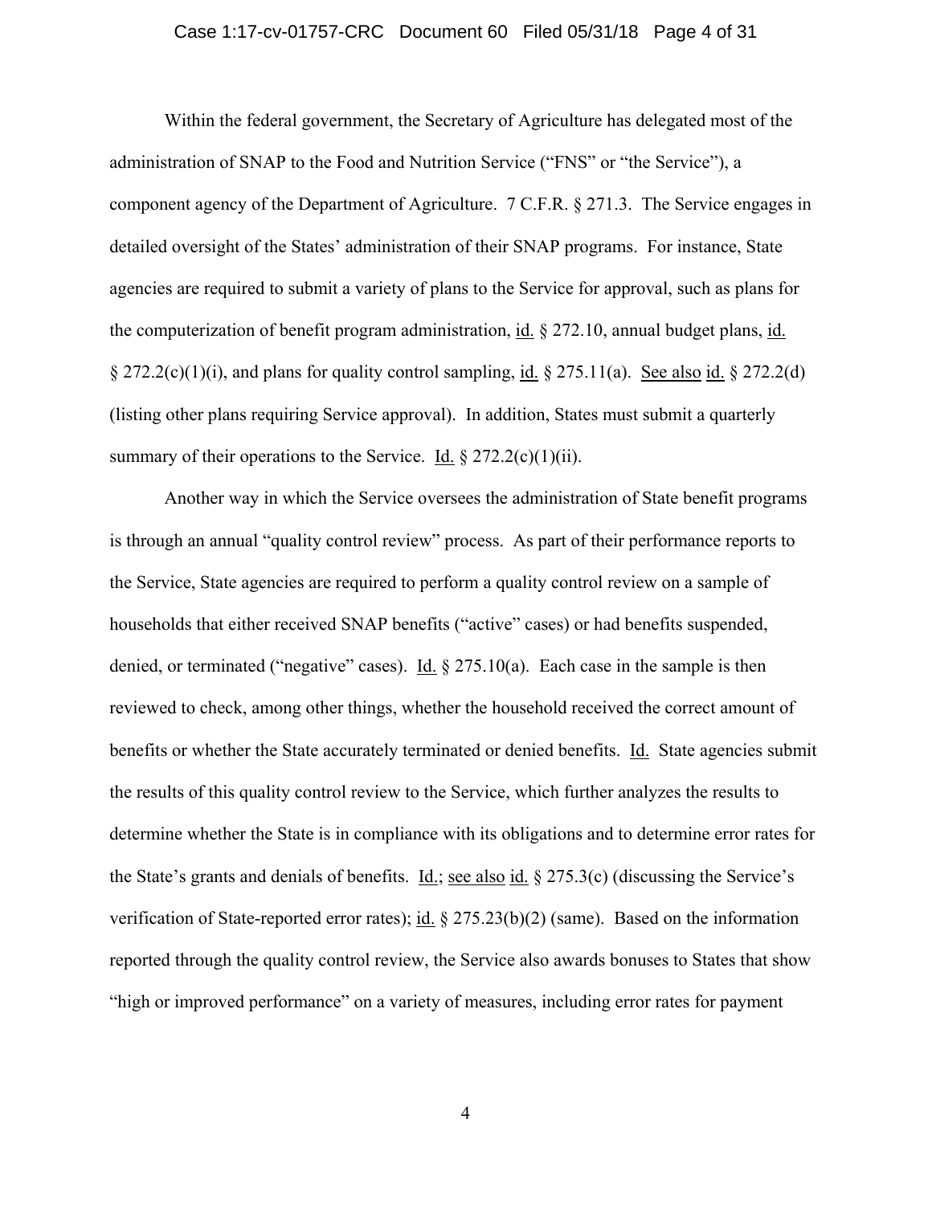Within the federal government, the Secretary of Agriculture has delegated most of the administration of SNAP to the Food and Nutrition Service ("FNS" or "the Service"), a component agency of the Department of Agriculture. 7 C.F.R. § 271.3. The Service engages in detailed oversight of the States' administration of their SNAP programs. For instance, State agencies are required to submit a variety of plans to the Service for approval, such as plans for the computerization of benefit program administration, id. § 272.10, annual budget plans, id. § 272.2(c)(1)(i), and plans for quality control sampling, id. § 275.11(a). See also id. § 272.2(d) (listing other plans requiring Service approval). In addition, States must submit a quarterly summary of their operations to the Service. Id. § 272.2(c)(1)(ii).

Another way in which the Service oversees the administration of State benefit programs is through an annual "quality control review" process. As part of their performance reports to the Service, State agencies are required to perform a quality control review on a sample of households that either received SNAP benefits ("active" cases) or had benefits suspended, denied, or terminated ("negative" cases). Id. § 275.10(a). Each case in the sample is then reviewed to check, among other things, whether the household received the correct amount of benefits or whether the State accurately terminated or denied benefits. Id. State agencies submit the results of this quality control review to the Service, which further analyzes the results to determine whether the State is in compliance with its obligations and to determine error rates for the State's grants and denials of benefits. Id.; see also id. § 275.3(c) (discussing the Service's verification of State-reported error rates); id. § 275.23(b)(2) (same). Based on the information reported through the quality control review, the Service also awards bonuses to States that show "high or improved performance" on a variety of measures, including error rates for payment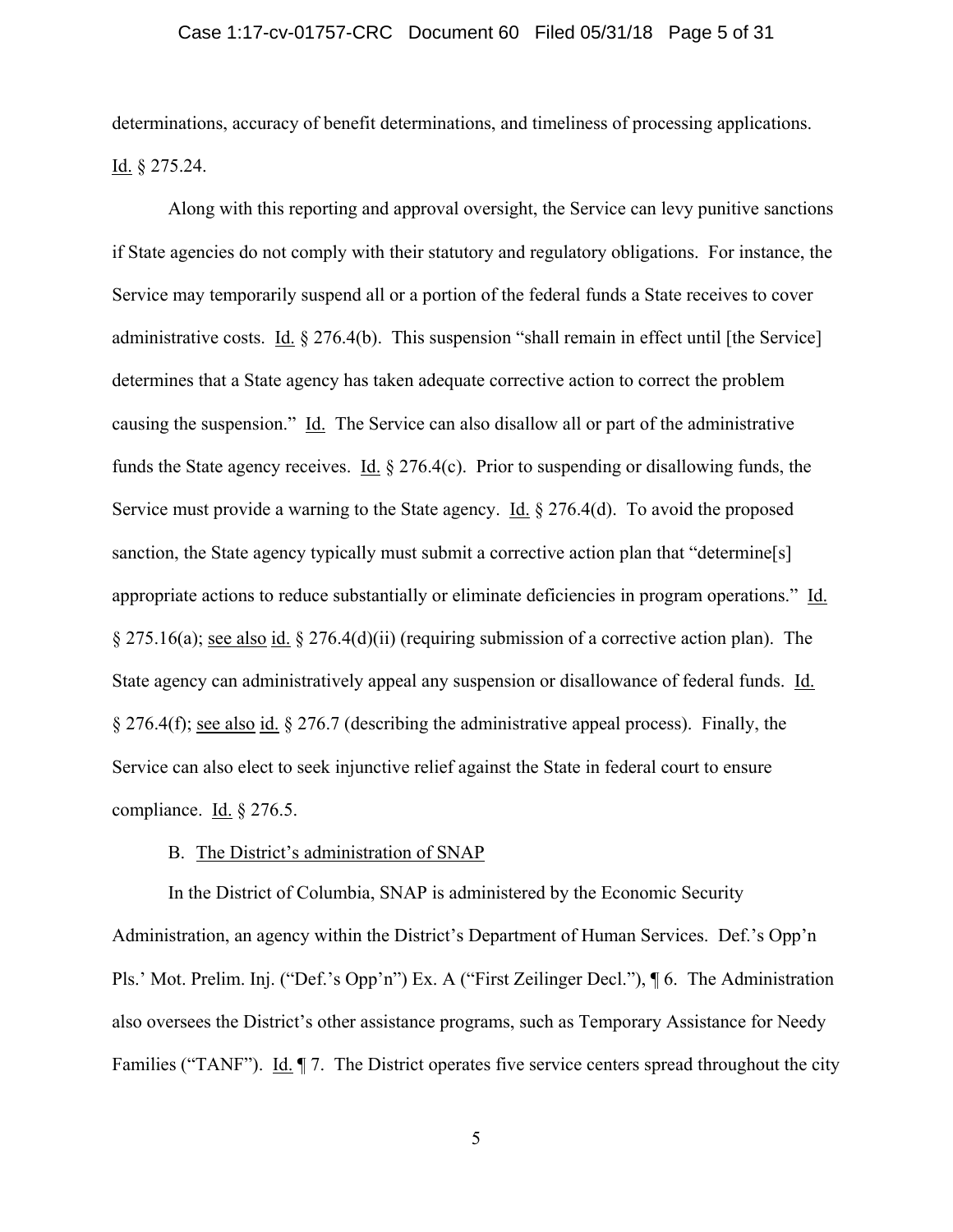determinations, accuracy of benefit determinations, and timeliness of processing applications. Id. § 275.24.

Along with this reporting and approval oversight, the Service can levy punitive sanctions if State agencies do not comply with their statutory and regulatory obligations. For instance, the Service may temporarily suspend all or a portion of the federal funds a State receives to cover administrative costs. Id. § 276.4(b). This suspension "shall remain in effect until [the Service] determines that a State agency has taken adequate corrective action to correct the problem causing the suspension." Id. The Service can also disallow all or part of the administrative funds the State agency receives. Id. § 276.4(c). Prior to suspending or disallowing funds, the Service must provide a warning to the State agency. Id. § 276.4(d). To avoid the proposed sanction, the State agency typically must submit a corrective action plan that "determine[s] appropriate actions to reduce substantially or eliminate deficiencies in program operations." Id. § 275.16(a); see also id. § 276.4(d)(ii) (requiring submission of a corrective action plan). The State agency can administratively appeal any suspension or disallowance of federal funds. Id. § 276.4(f); see also id. § 276.7 (describing the administrative appeal process). Finally, the Service can also elect to seek injunctive relief against the State in federal court to ensure compliance. Id. § 276.5.

B. The District's administration of SNAP

In the District of Columbia, SNAP is administered by the Economic Security Administration, an agency within the District's Department of Human Services. Def.'s Opp'n Pls.' Mot. Prelim. Inj. ("Def.'s Opp'n") Ex. A ("First Zeilinger Decl."), ¶ 6. The Administration also oversees the District's other assistance programs, such as Temporary Assistance for Needy Families ("TANF"). Id. ¶ 7. The District operates five service centers spread throughout the city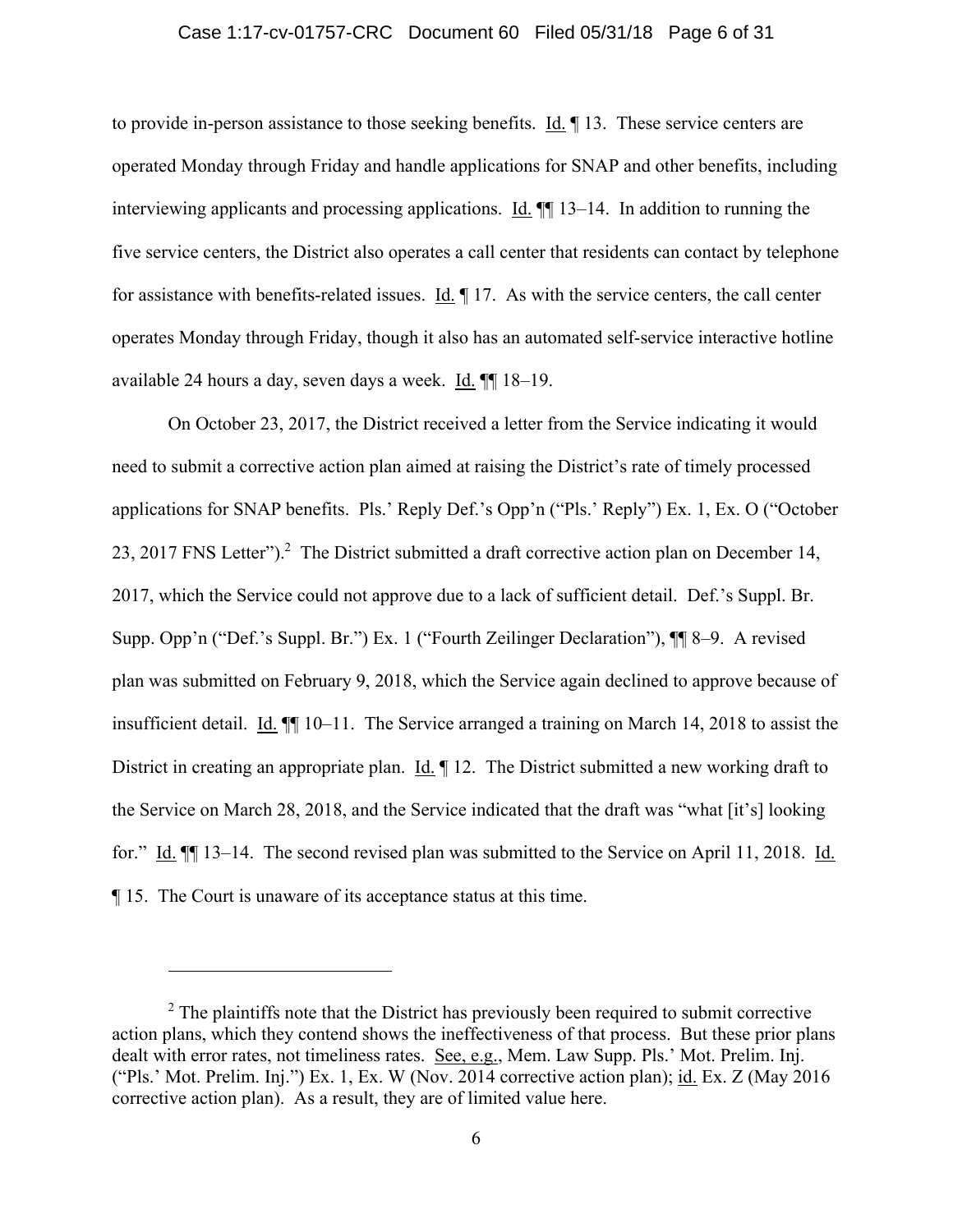to provide in-person assistance to those seeking benefits. Id. ¶ 13. These service centers are operated Monday through Friday and handle applications for SNAP and other benefits, including interviewing applicants and processing applications. Id. ¶¶ 13–14. In addition to running the five service centers, the District also operates a call center that residents can contact by telephone for assistance with benefits-related issues. Id. ¶ 17. As with the service centers, the call center operates Monday through Friday, though it also has an automated self-service interactive hotline available 24 hours a day, seven days a week. Id. ¶¶ 18–19.

On October 23, 2017, the District received a letter from the Service indicating it would need to submit a corrective action plan aimed at raising the District's rate of timely processed applications for SNAP benefits. Pls.' Reply Def.'s Opp'n ("Pls.' Reply") Ex. 1, Ex. O ("October 23, 2017 FNS Letter").[2] The District submitted a draft corrective action plan on December 14, 2017, which the Service could not approve due to a lack of sufficient detail. Def.'s Suppl. Br. Supp. Opp'n ("Def.'s Suppl. Br.") Ex. 1 ("Fourth Zeilinger Declaration"), ¶¶ 8–9. A revised plan was submitted on February 9, 2018, which the Service again declined to approve because of insufficient detail. Id. ¶¶ 10–11. The Service arranged a training on March 14, 2018 to assist the District in creating an appropriate plan. Id. ¶ 12. The District submitted a new working draft to the Service on March 28, 2018, and the Service indicated that the draft was "what [it's] looking for." Id. ¶¶ 13–14. The second revised plan was submitted to the Service on April 11, 2018. Id. ¶ 15. The Court is unaware of its acceptance status at this time.

---

[2] The plaintiffs note that the District has previously been required to submit corrective action plans, which they contend shows the ineffectiveness of that process. But these prior plans dealt with error rates, not timeliness rates. See, e.g., Mem. Law Supp. Pls.' Mot. Prelim. Inj. ("Pls.' Mot. Prelim. Inj.") Ex. 1, Ex. W (Nov. 2014 corrective action plan); id. Ex. Z (May 2016 corrective action plan). As a result, they are of limited value here.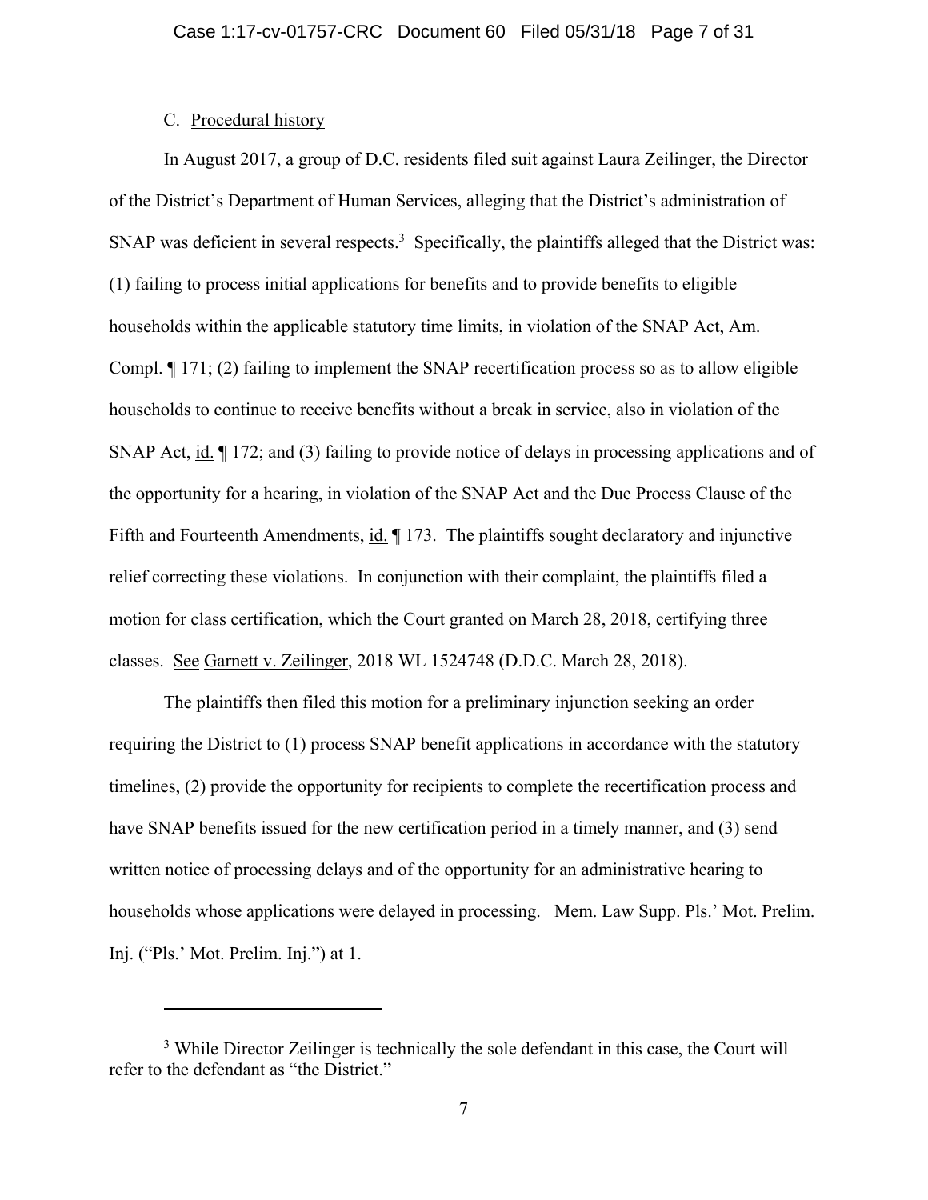### C. Procedural history

In August 2017, a group of D.C. residents filed suit against Laura Zeilinger, the Director of the District's Department of Human Services, alleging that the District's administration of SNAP was deficient in several respects.[3] Specifically, the plaintiffs alleged that the District was: (1) failing to process initial applications for benefits and to provide benefits to eligible households within the applicable statutory time limits, in violation of the SNAP Act, Am. Compl. ¶ 171; (2) failing to implement the SNAP recertification process so as to allow eligible households to continue to receive benefits without a break in service, also in violation of the SNAP Act, id. ¶ 172; and (3) failing to provide notice of delays in processing applications and of the opportunity for a hearing, in violation of the SNAP Act and the Due Process Clause of the Fifth and Fourteenth Amendments, id. ¶ 173. The plaintiffs sought declaratory and injunctive relief correcting these violations. In conjunction with their complaint, the plaintiffs filed a motion for class certification, which the Court granted on March 28, 2018, certifying three classes. See Garnett v. Zeilinger, 2018 WL 1524748 (D.D.C. March 28, 2018).

The plaintiffs then filed this motion for a preliminary injunction seeking an order requiring the District to (1) process SNAP benefit applications in accordance with the statutory timelines, (2) provide the opportunity for recipients to complete the recertification process and have SNAP benefits issued for the new certification period in a timely manner, and (3) send written notice of processing delays and of the opportunity for an administrative hearing to households whose applications were delayed in processing. Mem. Law Supp. Pls.' Mot. Prelim. Inj. ("Pls.' Mot. Prelim. Inj.") at 1.

---

[3] While Director Zeilinger is technically the sole defendant in this case, the Court will refer to the defendant as "the District."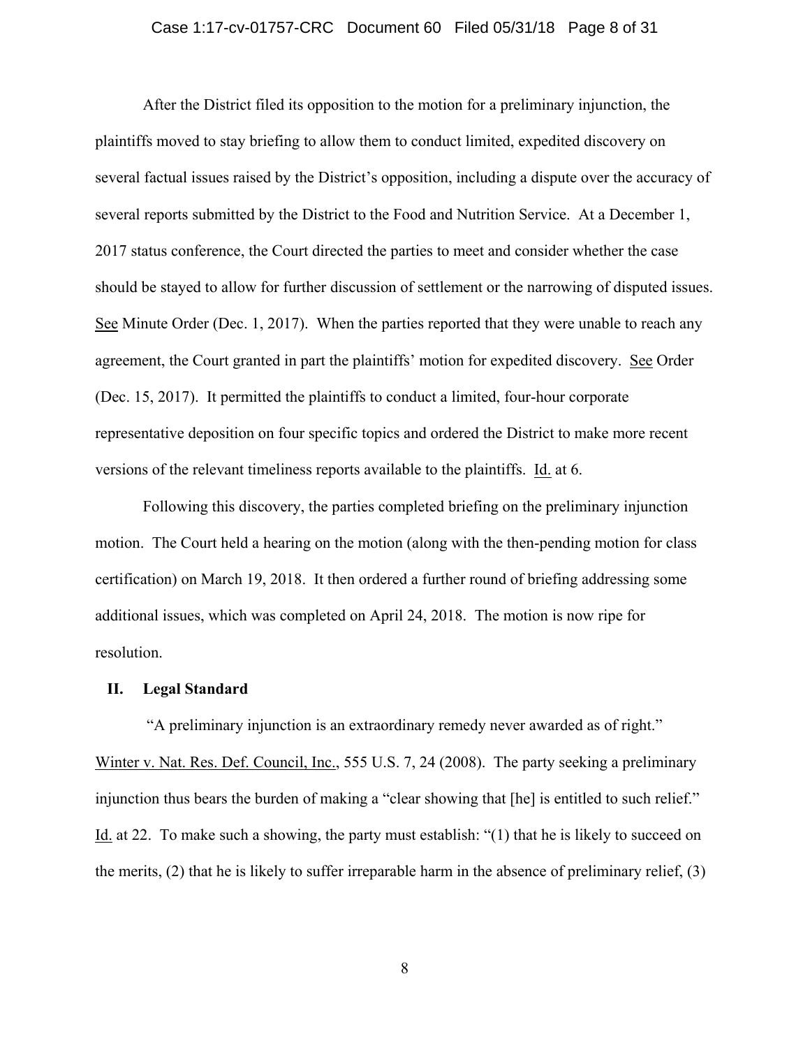After the District filed its opposition to the motion for a preliminary injunction, the plaintiffs moved to stay briefing to allow them to conduct limited, expedited discovery on several factual issues raised by the District's opposition, including a dispute over the accuracy of several reports submitted by the District to the Food and Nutrition Service. At a December 1, 2017 status conference, the Court directed the parties to meet and consider whether the case should be stayed to allow for further discussion of settlement or the narrowing of disputed issues. See Minute Order (Dec. 1, 2017). When the parties reported that they were unable to reach any agreement, the Court granted in part the plaintiffs' motion for expedited discovery. See Order (Dec. 15, 2017). It permitted the plaintiffs to conduct a limited, four-hour corporate representative deposition on four specific topics and ordered the District to make more recent versions of the relevant timeliness reports available to the plaintiffs. Id. at 6.

Following this discovery, the parties completed briefing on the preliminary injunction motion. The Court held a hearing on the motion (along with the then-pending motion for class certification) on March 19, 2018. It then ordered a further round of briefing addressing some additional issues, which was completed on April 24, 2018. The motion is now ripe for resolution.

## II. Legal Standard

"A preliminary injunction is an extraordinary remedy never awarded as of right." Winter v. Nat. Res. Def. Council, Inc., 555 U.S. 7, 24 (2008). The party seeking a preliminary injunction thus bears the burden of making a "clear showing that [he] is entitled to such relief." Id. at 22. To make such a showing, the party must establish: "(1) that he is likely to succeed on the merits, (2) that he is likely to suffer irreparable harm in the absence of preliminary relief, (3)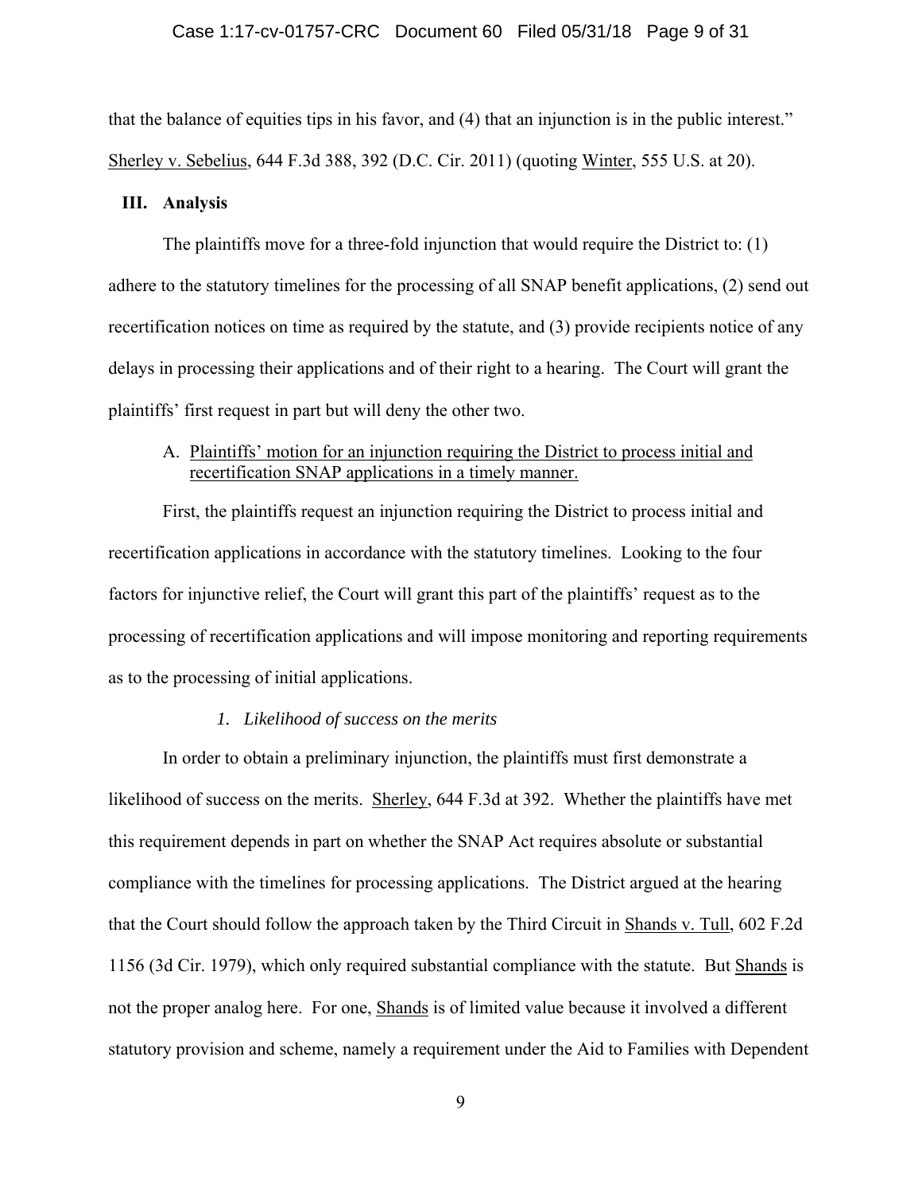that the balance of equities tips in his favor, and (4) that an injunction is in the public interest." Sherley v. Sebelius, 644 F.3d 388, 392 (D.C. Cir. 2011) (quoting Winter, 555 U.S. at 20).

## III. Analysis

The plaintiffs move for a three-fold injunction that would require the District to: (1) adhere to the statutory timelines for the processing of all SNAP benefit applications, (2) send out recertification notices on time as required by the statute, and (3) provide recipients notice of any delays in processing their applications and of their right to a hearing. The Court will grant the plaintiffs' first request in part but will deny the other two.

### A. Plaintiffs' motion for an injunction requiring the District to process initial and recertification SNAP applications in a timely manner.

First, the plaintiffs request an injunction requiring the District to process initial and recertification applications in accordance with the statutory timelines. Looking to the four factors for injunctive relief, the Court will grant this part of the plaintiffs' request as to the processing of recertification applications and will impose monitoring and reporting requirements as to the processing of initial applications.

#### *1. Likelihood of success on the merits*

In order to obtain a preliminary injunction, the plaintiffs must first demonstrate a likelihood of success on the merits. Sherley, 644 F.3d at 392. Whether the plaintiffs have met this requirement depends in part on whether the SNAP Act requires absolute or substantial compliance with the timelines for processing applications. The District argued at the hearing that the Court should follow the approach taken by the Third Circuit in Shands v. Tull, 602 F.2d 1156 (3d Cir. 1979), which only required substantial compliance with the statute. But Shands is not the proper analog here. For one, Shands is of limited value because it involved a different statutory provision and scheme, namely a requirement under the Aid to Families with Dependent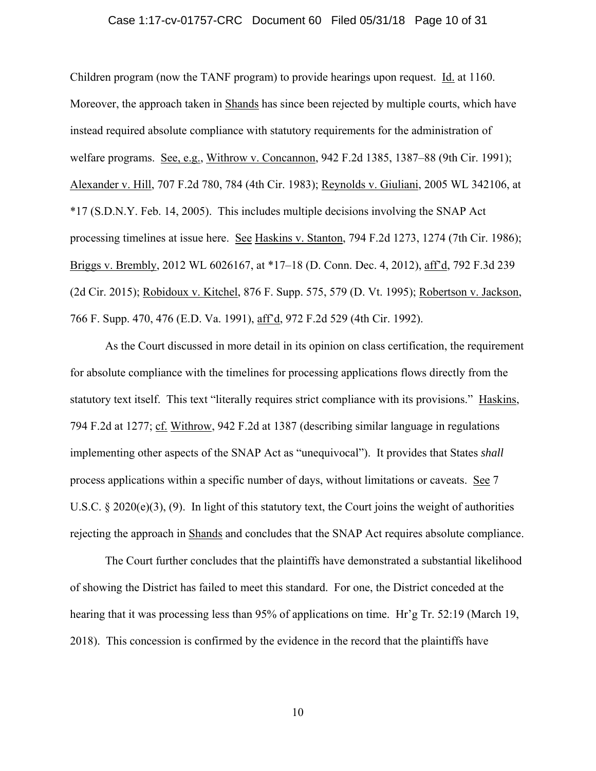Children program (now the TANF program) to provide hearings upon request. Id. at 1160. Moreover, the approach taken in Shands has since been rejected by multiple courts, which have instead required absolute compliance with statutory requirements for the administration of welfare programs. See, e.g., Withrow v. Concannon, 942 F.2d 1385, 1387–88 (9th Cir. 1991); Alexander v. Hill, 707 F.2d 780, 784 (4th Cir. 1983); Reynolds v. Giuliani, 2005 WL 342106, at *17 (S.D.N.Y. Feb. 14, 2005). This includes multiple decisions involving the SNAP Act processing timelines at issue here. See Haskins v. Stanton, 794 F.2d 1273, 1274 (7th Cir. 1986); Briggs v. Brembly, 2012 WL 6026167, at *17–18 (D. Conn. Dec. 4, 2012), aff'd, 792 F.3d 239 (2d Cir. 2015); Robidoux v. Kitchel, 876 F. Supp. 575, 579 (D. Vt. 1995); Robertson v. Jackson, 766 F. Supp. 470, 476 (E.D. Va. 1991), aff'd, 972 F.2d 529 (4th Cir. 1992).

As the Court discussed in more detail in its opinion on class certification, the requirement for absolute compliance with the timelines for processing applications flows directly from the statutory text itself. This text "literally requires strict compliance with its provisions." Haskins, 794 F.2d at 1277; cf. Withrow, 942 F.2d at 1387 (describing similar language in regulations implementing other aspects of the SNAP Act as "unequivocal"). It provides that States *shall* process applications within a specific number of days, without limitations or caveats. See 7 U.S.C. § 2020(e)(3), (9). In light of this statutory text, the Court joins the weight of authorities rejecting the approach in Shands and concludes that the SNAP Act requires absolute compliance.

The Court further concludes that the plaintiffs have demonstrated a substantial likelihood of showing the District has failed to meet this standard. For one, the District conceded at the hearing that it was processing less than 95% of applications on time. Hr'g Tr. 52:19 (March 19, 2018). This concession is confirmed by the evidence in the record that the plaintiffs have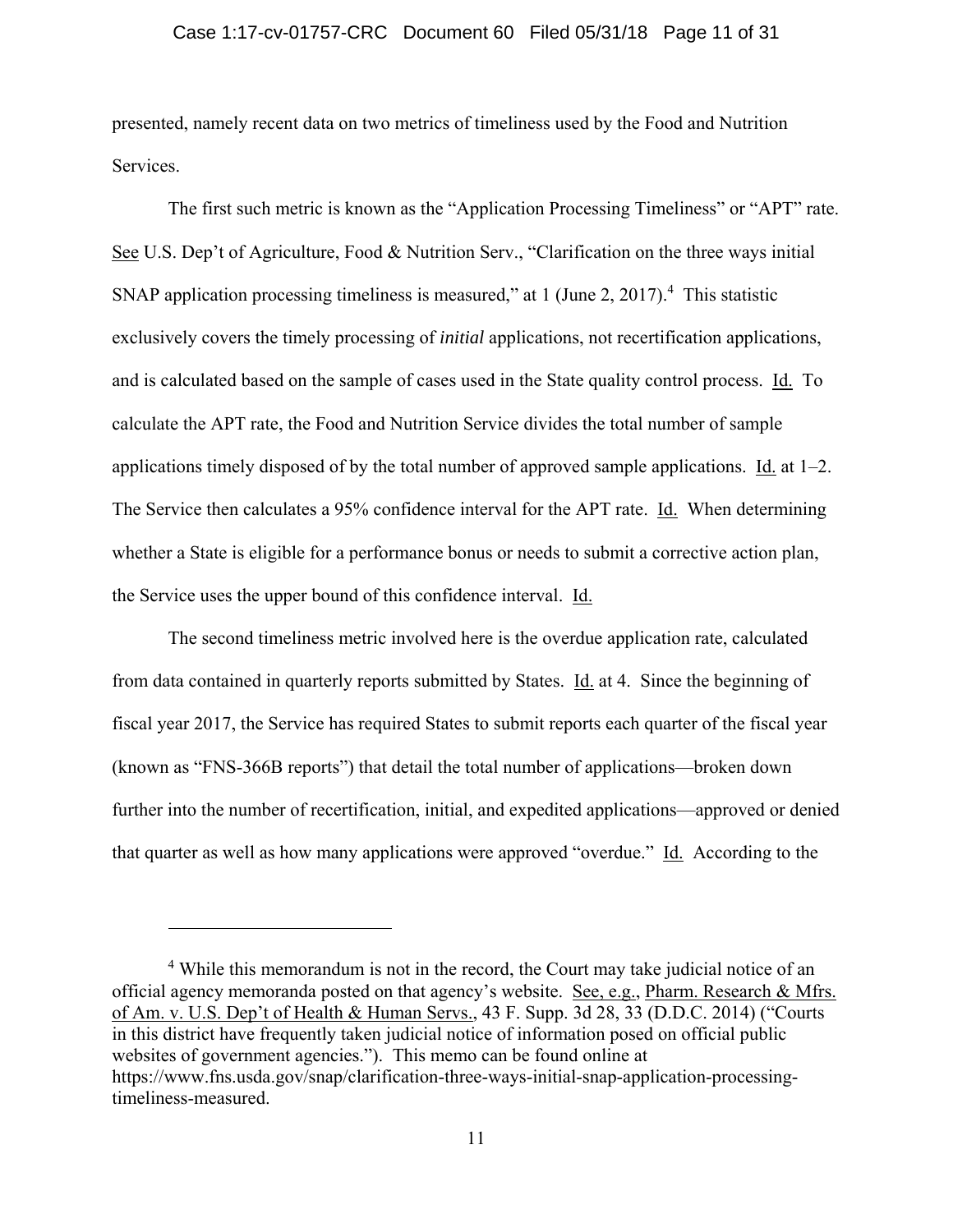presented, namely recent data on two metrics of timeliness used by the Food and Nutrition Services.

The first such metric is known as the "Application Processing Timeliness" or "APT" rate. See U.S. Dep't of Agriculture, Food & Nutrition Serv., "Clarification on the three ways initial SNAP application processing timeliness is measured," at 1 (June 2, 2017).[4] This statistic exclusively covers the timely processing of *initial* applications, not recertification applications, and is calculated based on the sample of cases used in the State quality control process. Id. To calculate the APT rate, the Food and Nutrition Service divides the total number of sample applications timely disposed of by the total number of approved sample applications. Id. at 1–2. The Service then calculates a 95% confidence interval for the APT rate. Id. When determining whether a State is eligible for a performance bonus or needs to submit a corrective action plan, the Service uses the upper bound of this confidence interval. Id.

The second timeliness metric involved here is the overdue application rate, calculated from data contained in quarterly reports submitted by States. Id. at 4. Since the beginning of fiscal year 2017, the Service has required States to submit reports each quarter of the fiscal year (known as "FNS-366B reports") that detail the total number of applications—broken down further into the number of recertification, initial, and expedited applications—approved or denied that quarter as well as how many applications were approved "overdue." Id. According to the

---

[4] While this memorandum is not in the record, the Court may take judicial notice of an official agency memoranda posted on that agency's website. See, e.g., Pharm. Research & Mfrs. of Am. v. U.S. Dep't of Health & Human Servs., 43 F. Supp. 3d 28, 33 (D.D.C. 2014) ("Courts in this district have frequently taken judicial notice of information posed on official public websites of government agencies."). This memo can be found online at https://www.fns.usda.gov/snap/clarification-three-ways-initial-snap-application-processing-timeliness-measured.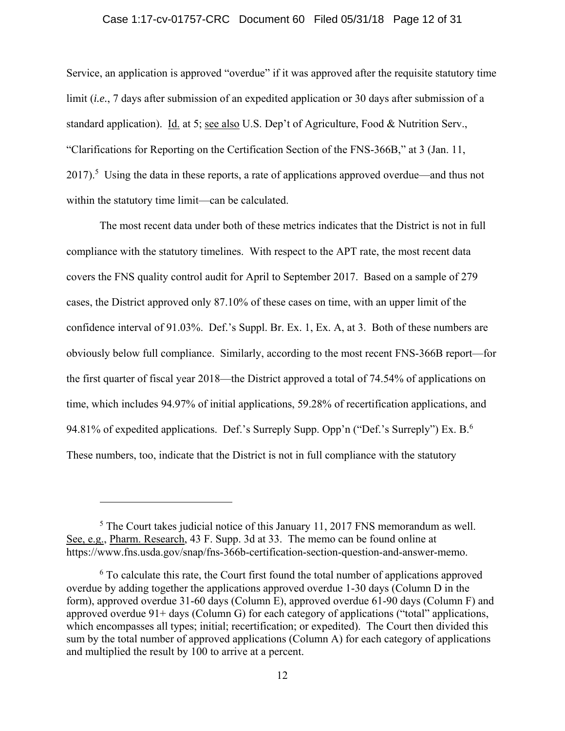Service, an application is approved "overdue" if it was approved after the requisite statutory time limit (*i.e.*, 7 days after submission of an expedited application or 30 days after submission of a standard application). Id. at 5; see also U.S. Dep't of Agriculture, Food & Nutrition Serv., "Clarifications for Reporting on the Certification Section of the FNS-366B," at 3 (Jan. 11, 2017).[5] Using the data in these reports, a rate of applications approved overdue—and thus not within the statutory time limit—can be calculated.

The most recent data under both of these metrics indicates that the District is not in full compliance with the statutory timelines. With respect to the APT rate, the most recent data covers the FNS quality control audit for April to September 2017. Based on a sample of 279 cases, the District approved only 87.10% of these cases on time, with an upper limit of the confidence interval of 91.03%. Def.'s Suppl. Br. Ex. 1, Ex. A, at 3. Both of these numbers are obviously below full compliance. Similarly, according to the most recent FNS-366B report—for the first quarter of fiscal year 2018—the District approved a total of 74.54% of applications on time, which includes 94.97% of initial applications, 59.28% of recertification applications, and 94.81% of expedited applications. Def.'s Surreply Supp. Opp'n ("Def.'s Surreply") Ex. B.[6] These numbers, too, indicate that the District is not in full compliance with the statutory

---

[5] The Court takes judicial notice of this January 11, 2017 FNS memorandum as well. See, e.g., Pharm. Research, 43 F. Supp. 3d at 33. The memo can be found online at https://www.fns.usda.gov/snap/fns-366b-certification-section-question-and-answer-memo.

[6] To calculate this rate, the Court first found the total number of applications approved overdue by adding together the applications approved overdue 1-30 days (Column D in the form), approved overdue 31-60 days (Column E), approved overdue 61-90 days (Column F) and approved overdue 91+ days (Column G) for each category of applications ("total" applications, which encompasses all types; initial; recertification; or expedited). The Court then divided this sum by the total number of approved applications (Column A) for each category of applications and multiplied the result by 100 to arrive at a percent.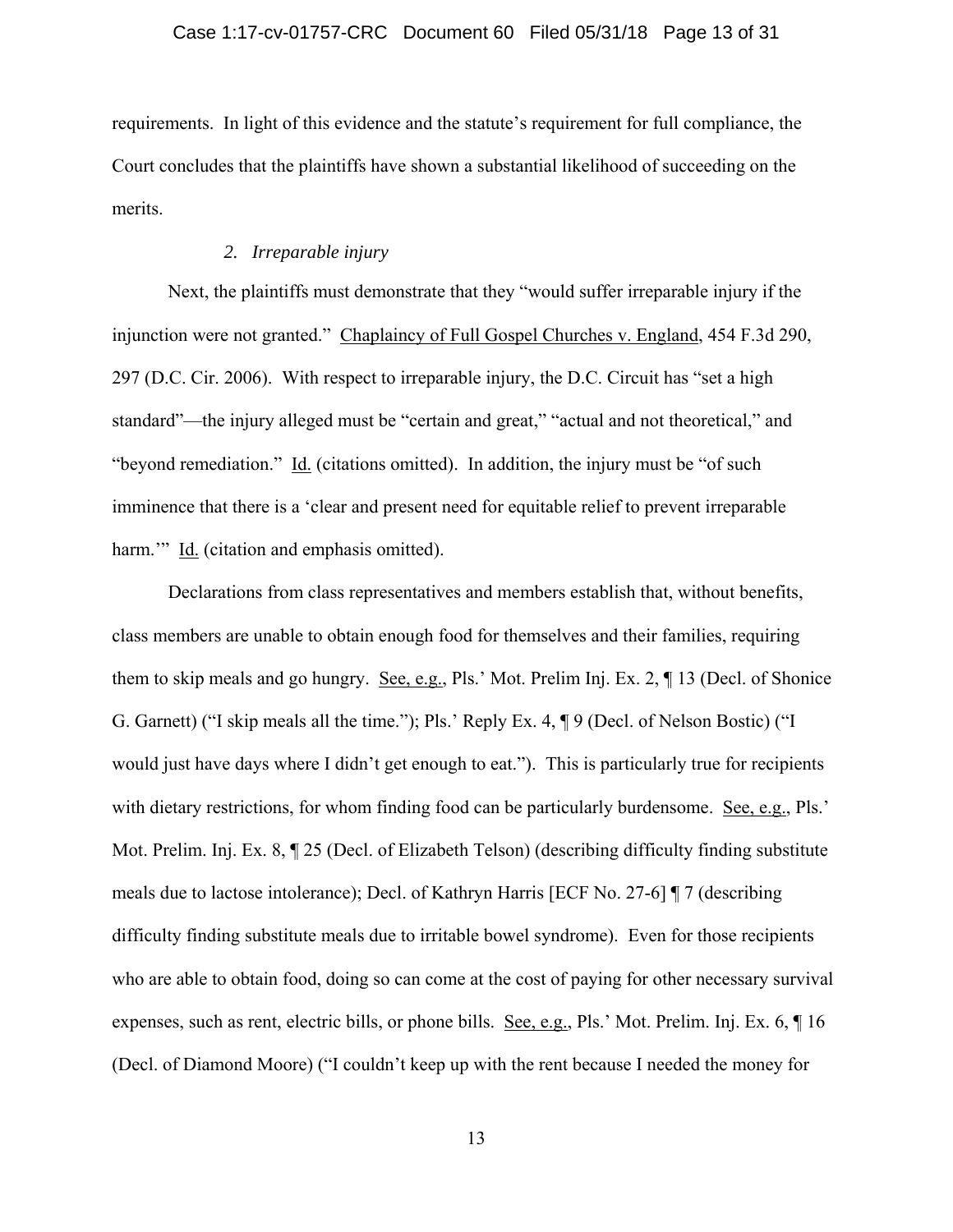requirements. In light of this evidence and the statute's requirement for full compliance, the Court concludes that the plaintiffs have shown a substantial likelihood of succeeding on the merits.

### *2. Irreparable injury*

Next, the plaintiffs must demonstrate that they "would suffer irreparable injury if the injunction were not granted." Chaplaincy of Full Gospel Churches v. England, 454 F.3d 290, 297 (D.C. Cir. 2006). With respect to irreparable injury, the D.C. Circuit has "set a high standard"—the injury alleged must be "certain and great," "actual and not theoretical," and "beyond remediation." Id. (citations omitted). In addition, the injury must be "of such imminence that there is a 'clear and present need for equitable relief to prevent irreparable harm.'" Id. (citation and emphasis omitted).

Declarations from class representatives and members establish that, without benefits, class members are unable to obtain enough food for themselves and their families, requiring them to skip meals and go hungry. See, e.g., Pls.' Mot. Prelim Inj. Ex. 2, ¶ 13 (Decl. of Shonice G. Garnett) ("I skip meals all the time."); Pls.' Reply Ex. 4, ¶ 9 (Decl. of Nelson Bostic) ("I would just have days where I didn't get enough to eat."). This is particularly true for recipients with dietary restrictions, for whom finding food can be particularly burdensome. See, e.g., Pls.' Mot. Prelim. Inj. Ex. 8, ¶ 25 (Decl. of Elizabeth Telson) (describing difficulty finding substitute meals due to lactose intolerance); Decl. of Kathryn Harris [ECF No. 27-6] ¶ 7 (describing difficulty finding substitute meals due to irritable bowel syndrome). Even for those recipients who are able to obtain food, doing so can come at the cost of paying for other necessary survival expenses, such as rent, electric bills, or phone bills. See, e.g., Pls.' Mot. Prelim. Inj. Ex. 6, ¶ 16 (Decl. of Diamond Moore) ("I couldn't keep up with the rent because I needed the money for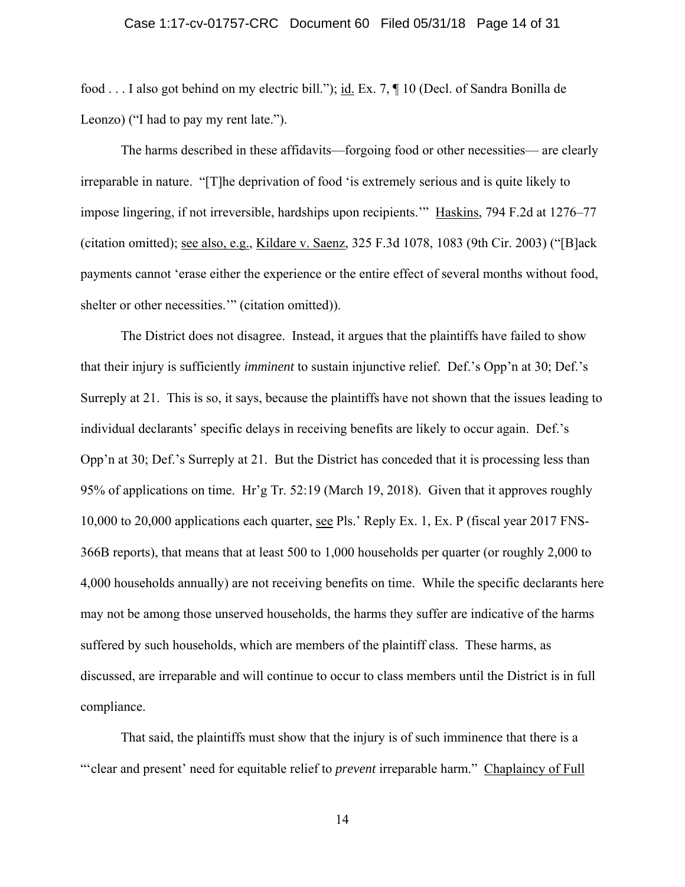food . . . I also got behind on my electric bill."); id. Ex. 7, ¶ 10 (Decl. of Sandra Bonilla de Leonzo) ("I had to pay my rent late.").

The harms described in these affidavits—forgoing food or other necessities— are clearly irreparable in nature. "[T]he deprivation of food 'is extremely serious and is quite likely to impose lingering, if not irreversible, hardships upon recipients.'" Haskins, 794 F.2d at 1276–77 (citation omitted); see also, e.g., Kildare v. Saenz, 325 F.3d 1078, 1083 (9th Cir. 2003) ("[B]ack payments cannot 'erase either the experience or the entire effect of several months without food, shelter or other necessities.'" (citation omitted)).

The District does not disagree. Instead, it argues that the plaintiffs have failed to show that their injury is sufficiently *imminent* to sustain injunctive relief. Def.'s Opp'n at 30; Def.'s Surreply at 21. This is so, it says, because the plaintiffs have not shown that the issues leading to individual declarants' specific delays in receiving benefits are likely to occur again. Def.'s Opp'n at 30; Def.'s Surreply at 21. But the District has conceded that it is processing less than 95% of applications on time. Hr'g Tr. 52:19 (March 19, 2018). Given that it approves roughly 10,000 to 20,000 applications each quarter, see Pls.' Reply Ex. 1, Ex. P (fiscal year 2017 FNS-366B reports), that means that at least 500 to 1,000 households per quarter (or roughly 2,000 to 4,000 households annually) are not receiving benefits on time. While the specific declarants here may not be among those unserved households, the harms they suffer are indicative of the harms suffered by such households, which are members of the plaintiff class. These harms, as discussed, are irreparable and will continue to occur to class members until the District is in full compliance.

That said, the plaintiffs must show that the injury is of such imminence that there is a "'clear and present' need for equitable relief to *prevent* irreparable harm." Chaplaincy of Full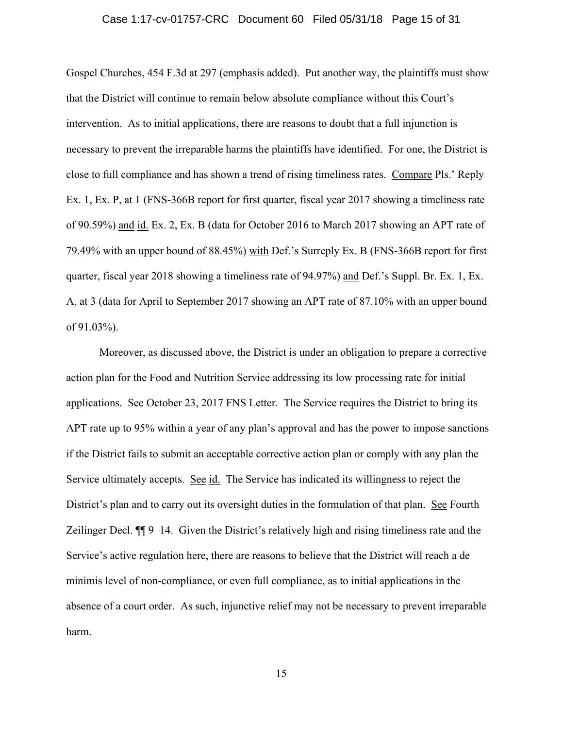Gospel Churches, 454 F.3d at 297 (emphasis added). Put another way, the plaintiffs must show that the District will continue to remain below absolute compliance without this Court's intervention. As to initial applications, there are reasons to doubt that a full injunction is necessary to prevent the irreparable harms the plaintiffs have identified. For one, the District is close to full compliance and has shown a trend of rising timeliness rates. Compare Pls.' Reply Ex. 1, Ex. P, at 1 (FNS-366B report for first quarter, fiscal year 2017 showing a timeliness rate of 90.59%) and id. Ex. 2, Ex. B (data for October 2016 to March 2017 showing an APT rate of 79.49% with an upper bound of 88.45%) with Def.'s Surreply Ex. B (FNS-366B report for first quarter, fiscal year 2018 showing a timeliness rate of 94.97%) and Def.'s Suppl. Br. Ex. 1, Ex. A, at 3 (data for April to September 2017 showing an APT rate of 87.10% with an upper bound of 91.03%).

Moreover, as discussed above, the District is under an obligation to prepare a corrective action plan for the Food and Nutrition Service addressing its low processing rate for initial applications. See October 23, 2017 FNS Letter. The Service requires the District to bring its APT rate up to 95% within a year of any plan's approval and has the power to impose sanctions if the District fails to submit an acceptable corrective action plan or comply with any plan the Service ultimately accepts. See id. The Service has indicated its willingness to reject the District's plan and to carry out its oversight duties in the formulation of that plan. See Fourth Zeilinger Decl. ¶¶ 9–14. Given the District's relatively high and rising timeliness rate and the Service's active regulation here, there are reasons to believe that the District will reach a de minimis level of non-compliance, or even full compliance, as to initial applications in the absence of a court order. As such, injunctive relief may not be necessary to prevent irreparable harm.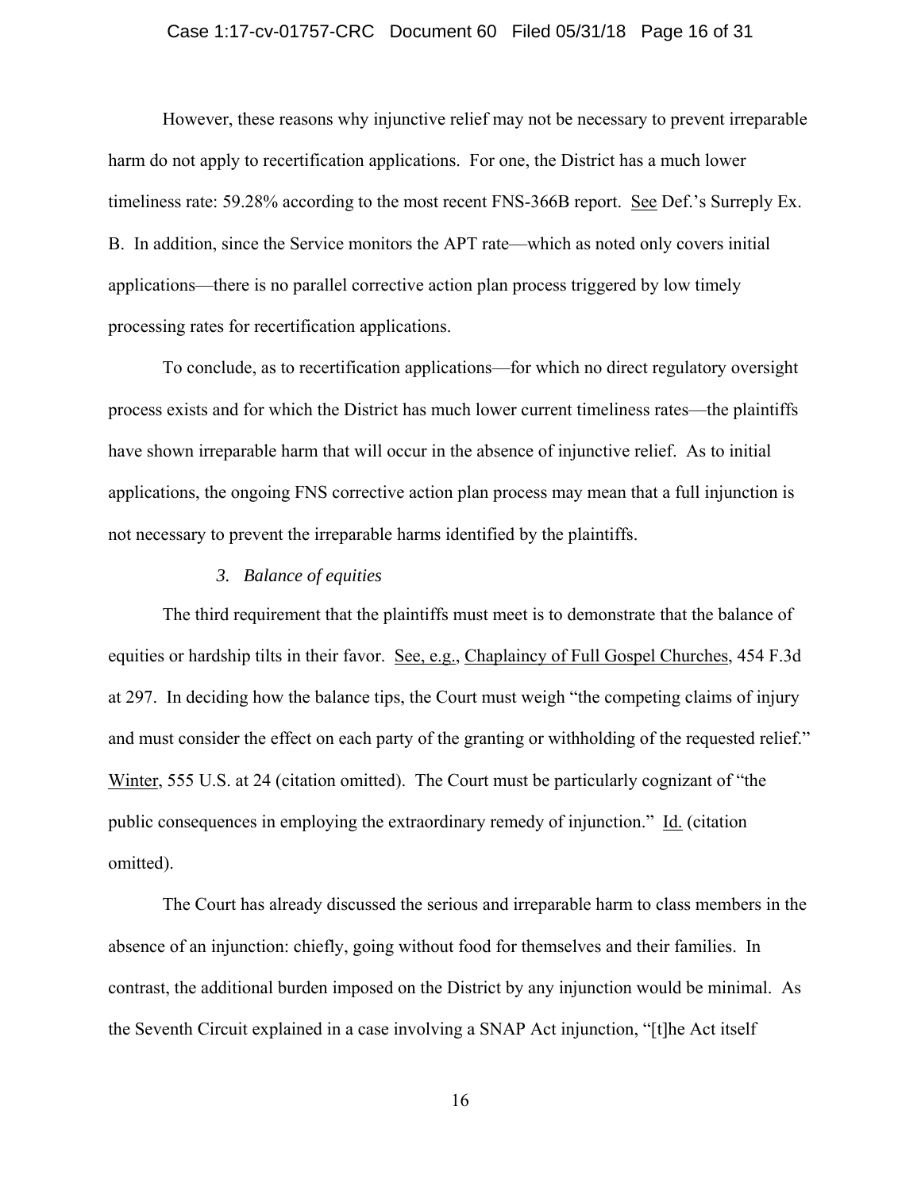However, these reasons why injunctive relief may not be necessary to prevent irreparable harm do not apply to recertification applications. For one, the District has a much lower timeliness rate: 59.28% according to the most recent FNS-366B report. See Def.'s Surreply Ex. B. In addition, since the Service monitors the APT rate—which as noted only covers initial applications—there is no parallel corrective action plan process triggered by low timely processing rates for recertification applications.

To conclude, as to recertification applications—for which no direct regulatory oversight process exists and for which the District has much lower current timeliness rates—the plaintiffs have shown irreparable harm that will occur in the absence of injunctive relief. As to initial applications, the ongoing FNS corrective action plan process may mean that a full injunction is not necessary to prevent the irreparable harms identified by the plaintiffs.

### *3. Balance of equities*

The third requirement that the plaintiffs must meet is to demonstrate that the balance of equities or hardship tilts in their favor. See, e.g., Chaplaincy of Full Gospel Churches, 454 F.3d at 297. In deciding how the balance tips, the Court must weigh "the competing claims of injury and must consider the effect on each party of the granting or withholding of the requested relief." Winter, 555 U.S. at 24 (citation omitted). The Court must be particularly cognizant of "the public consequences in employing the extraordinary remedy of injunction." Id. (citation omitted).

The Court has already discussed the serious and irreparable harm to class members in the absence of an injunction: chiefly, going without food for themselves and their families. In contrast, the additional burden imposed on the District by any injunction would be minimal. As the Seventh Circuit explained in a case involving a SNAP Act injunction, "[t]he Act itself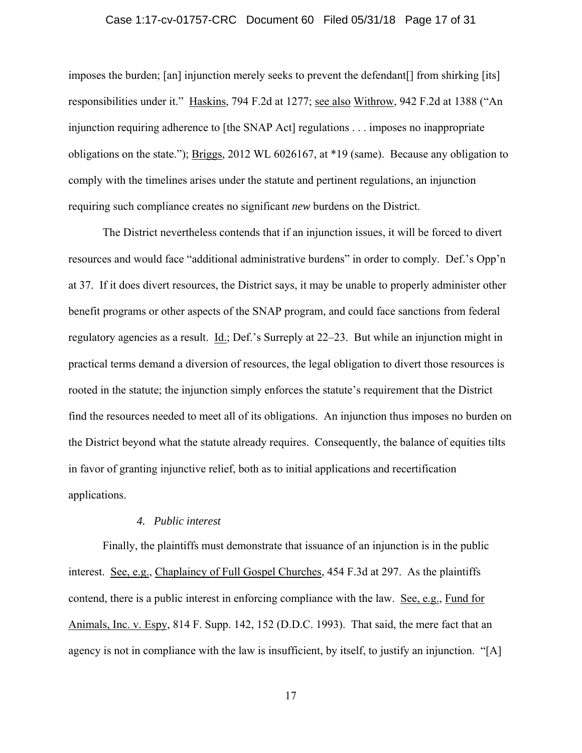imposes the burden; [an] injunction merely seeks to prevent the defendant[] from shirking [its] responsibilities under it." Haskins, 794 F.2d at 1277; see also Withrow, 942 F.2d at 1388 ("An injunction requiring adherence to [the SNAP Act] regulations . . . imposes no inappropriate obligations on the state."); Briggs, 2012 WL 6026167, at *19 (same). Because any obligation to comply with the timelines arises under the statute and pertinent regulations, an injunction requiring such compliance creates no significant *new* burdens on the District.

The District nevertheless contends that if an injunction issues, it will be forced to divert resources and would face "additional administrative burdens" in order to comply. Def.'s Opp'n at 37. If it does divert resources, the District says, it may be unable to properly administer other benefit programs or other aspects of the SNAP program, and could face sanctions from federal regulatory agencies as a result. Id.; Def.'s Surreply at 22–23. But while an injunction might in practical terms demand a diversion of resources, the legal obligation to divert those resources is rooted in the statute; the injunction simply enforces the statute's requirement that the District find the resources needed to meet all of its obligations. An injunction thus imposes no burden on the District beyond what the statute already requires. Consequently, the balance of equities tilts in favor of granting injunctive relief, both as to initial applications and recertification applications.

#### *4. Public interest*

Finally, the plaintiffs must demonstrate that issuance of an injunction is in the public interest. See, e.g., Chaplaincy of Full Gospel Churches, 454 F.3d at 297. As the plaintiffs contend, there is a public interest in enforcing compliance with the law. See, e.g., Fund for Animals, Inc. v. Espy, 814 F. Supp. 142, 152 (D.D.C. 1993). That said, the mere fact that an agency is not in compliance with the law is insufficient, by itself, to justify an injunction. "[A]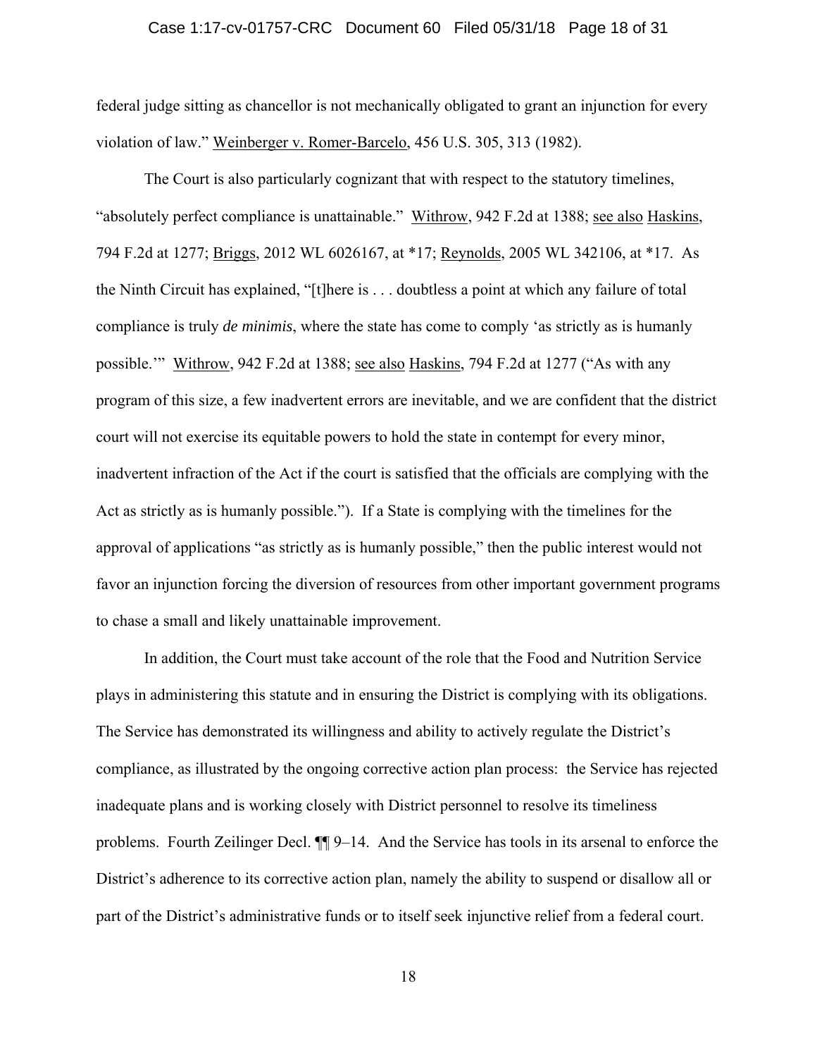federal judge sitting as chancellor is not mechanically obligated to grant an injunction for every violation of law." Weinberger v. Romer-Barcelo, 456 U.S. 305, 313 (1982).

The Court is also particularly cognizant that with respect to the statutory timelines, "absolutely perfect compliance is unattainable." Withrow, 942 F.2d at 1388; see also Haskins, 794 F.2d at 1277; Briggs, 2012 WL 6026167, at *17; Reynolds, 2005 WL 342106, at *17. As the Ninth Circuit has explained, "[t]here is . . . doubtless a point at which any failure of total compliance is truly *de minimis*, where the state has come to comply 'as strictly as is humanly possible.'" Withrow, 942 F.2d at 1388; see also Haskins, 794 F.2d at 1277 ("As with any program of this size, a few inadvertent errors are inevitable, and we are confident that the district court will not exercise its equitable powers to hold the state in contempt for every minor, inadvertent infraction of the Act if the court is satisfied that the officials are complying with the Act as strictly as is humanly possible."). If a State is complying with the timelines for the approval of applications "as strictly as is humanly possible," then the public interest would not favor an injunction forcing the diversion of resources from other important government programs to chase a small and likely unattainable improvement.

In addition, the Court must take account of the role that the Food and Nutrition Service plays in administering this statute and in ensuring the District is complying with its obligations. The Service has demonstrated its willingness and ability to actively regulate the District's compliance, as illustrated by the ongoing corrective action plan process: the Service has rejected inadequate plans and is working closely with District personnel to resolve its timeliness problems. Fourth Zeilinger Decl. ¶¶ 9–14. And the Service has tools in its arsenal to enforce the District's adherence to its corrective action plan, namely the ability to suspend or disallow all or part of the District's administrative funds or to itself seek injunctive relief from a federal court.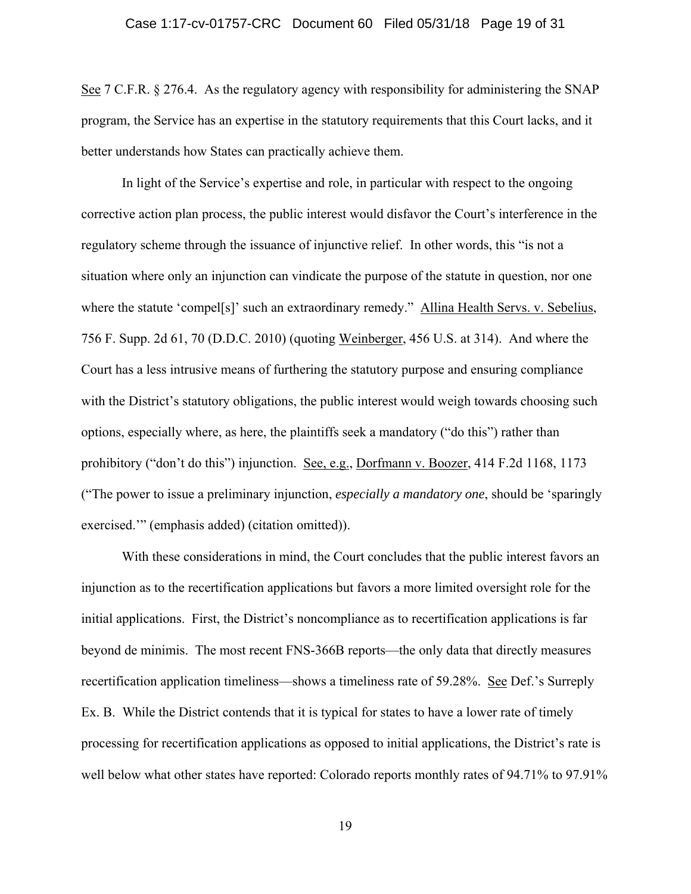See 7 C.F.R. § 276.4. As the regulatory agency with responsibility for administering the SNAP program, the Service has an expertise in the statutory requirements that this Court lacks, and it better understands how States can practically achieve them.

In light of the Service's expertise and role, in particular with respect to the ongoing corrective action plan process, the public interest would disfavor the Court's interference in the regulatory scheme through the issuance of injunctive relief. In other words, this "is not a situation where only an injunction can vindicate the purpose of the statute in question, nor one where the statute 'compel[s]' such an extraordinary remedy." Allina Health Servs. v. Sebelius, 756 F. Supp. 2d 61, 70 (D.D.C. 2010) (quoting Weinberger, 456 U.S. at 314). And where the Court has a less intrusive means of furthering the statutory purpose and ensuring compliance with the District's statutory obligations, the public interest would weigh towards choosing such options, especially where, as here, the plaintiffs seek a mandatory ("do this") rather than prohibitory ("don't do this") injunction. See, e.g., Dorfmann v. Boozer, 414 F.2d 1168, 1173 ("The power to issue a preliminary injunction, *especially a mandatory one*, should be 'sparingly exercised.'" (emphasis added) (citation omitted)).

With these considerations in mind, the Court concludes that the public interest favors an injunction as to the recertification applications but favors a more limited oversight role for the initial applications. First, the District's noncompliance as to recertification applications is far beyond de minimis. The most recent FNS-366B reports—the only data that directly measures recertification application timeliness—shows a timeliness rate of 59.28%. See Def.'s Surreply Ex. B. While the District contends that it is typical for states to have a lower rate of timely processing for recertification applications as opposed to initial applications, the District's rate is well below what other states have reported: Colorado reports monthly rates of 94.71% to 97.91%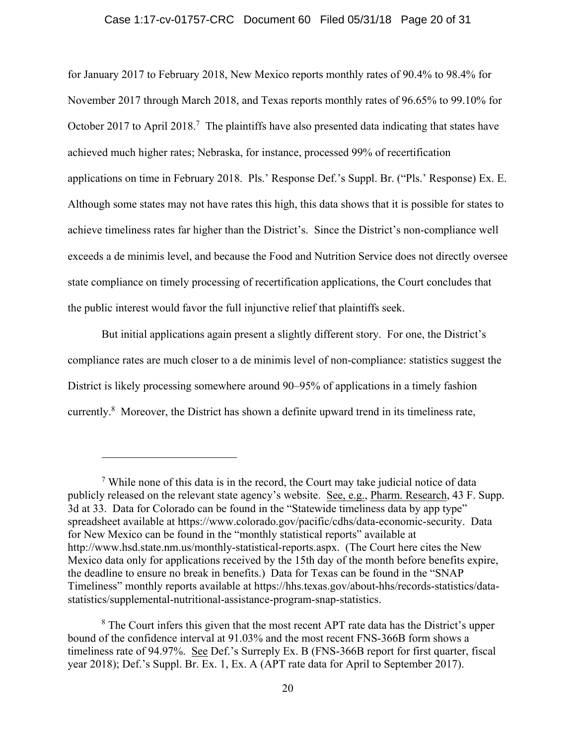for January 2017 to February 2018, New Mexico reports monthly rates of 90.4% to 98.4% for November 2017 through March 2018, and Texas reports monthly rates of 96.65% to 99.10% for October 2017 to April 2018.[7] The plaintiffs have also presented data indicating that states have achieved much higher rates; Nebraska, for instance, processed 99% of recertification applications on time in February 2018. Pls.' Response Def.'s Suppl. Br. ("Pls.' Response) Ex. E. Although some states may not have rates this high, this data shows that it is possible for states to achieve timeliness rates far higher than the District's. Since the District's non-compliance well exceeds a de minimis level, and because the Food and Nutrition Service does not directly oversee state compliance on timely processing of recertification applications, the Court concludes that the public interest would favor the full injunctive relief that plaintiffs seek.

But initial applications again present a slightly different story. For one, the District's compliance rates are much closer to a de minimis level of non-compliance: statistics suggest the District is likely processing somewhere around 90–95% of applications in a timely fashion currently.[8] Moreover, the District has shown a definite upward trend in its timeliness rate,

---

[7] While none of this data is in the record, the Court may take judicial notice of data publicly released on the relevant state agency's website. See, e.g., Pharm. Research, 43 F. Supp. 3d at 33. Data for Colorado can be found in the "Statewide timeliness data by app type" spreadsheet available at https://www.colorado.gov/pacific/cdhs/data-economic-security. Data for New Mexico can be found in the "monthly statistical reports" available at http://www.hsd.state.nm.us/monthly-statistical-reports.aspx. (The Court here cites the New Mexico data only for applications received by the 15th day of the month before benefits expire, the deadline to ensure no break in benefits.) Data for Texas can be found in the "SNAP Timeliness" monthly reports available at https://hhs.texas.gov/about-hhs/records-statistics/data-statistics/supplemental-nutritional-assistance-program-snap-statistics.

[8] The Court infers this given that the most recent APT rate data has the District's upper bound of the confidence interval at 91.03% and the most recent FNS-366B form shows a timeliness rate of 94.97%. See Def.'s Surreply Ex. B (FNS-366B report for first quarter, fiscal year 2018); Def.'s Suppl. Br. Ex. 1, Ex. A (APT rate data for April to September 2017).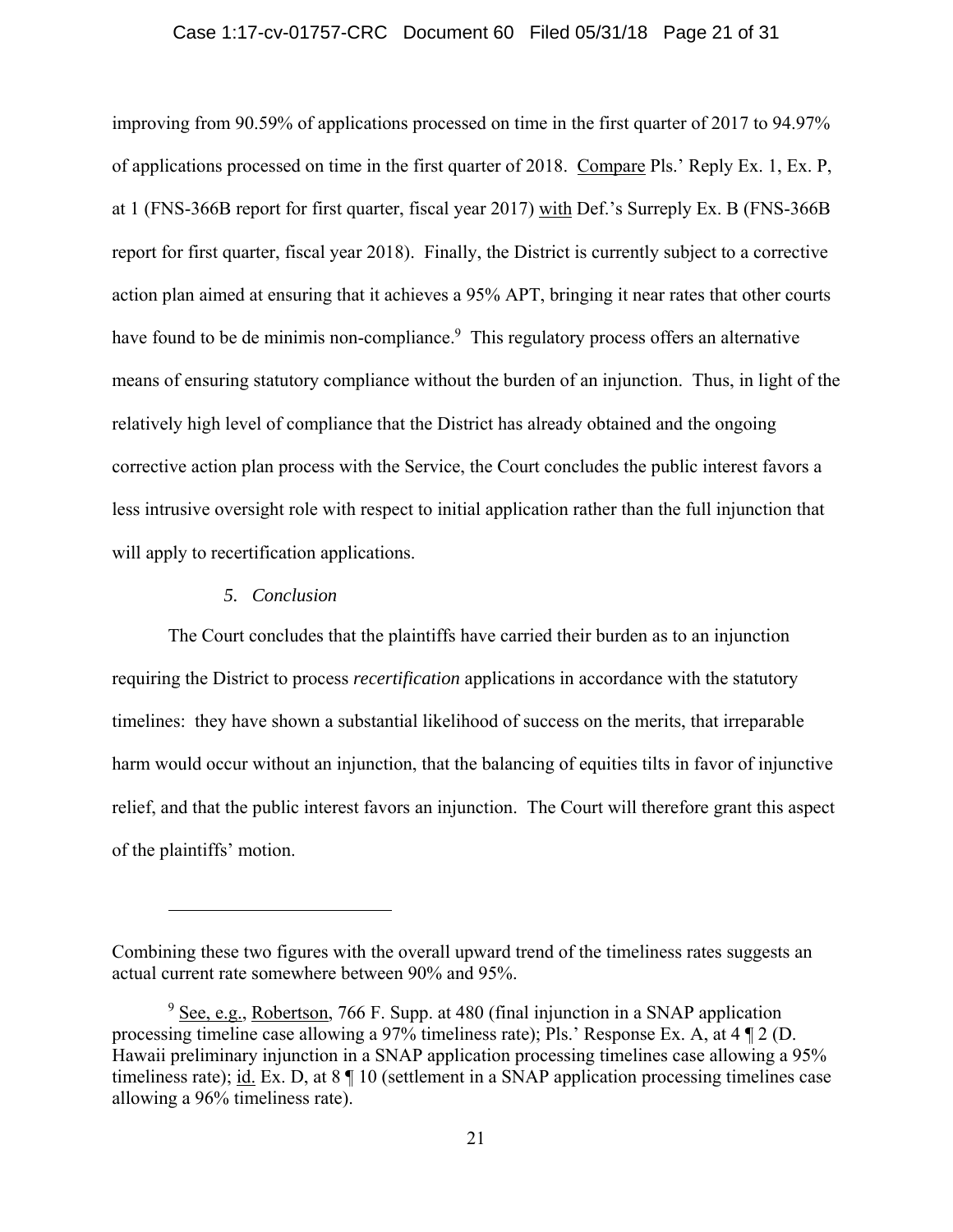improving from 90.59% of applications processed on time in the first quarter of 2017 to 94.97% of applications processed on time in the first quarter of 2018. Compare Pls.' Reply Ex. 1, Ex. P, at 1 (FNS-366B report for first quarter, fiscal year 2017) with Def.'s Surreply Ex. B (FNS-366B report for first quarter, fiscal year 2018). Finally, the District is currently subject to a corrective action plan aimed at ensuring that it achieves a 95% APT, bringing it near rates that other courts have found to be de minimis non-compliance.[9] This regulatory process offers an alternative means of ensuring statutory compliance without the burden of an injunction. Thus, in light of the relatively high level of compliance that the District has already obtained and the ongoing corrective action plan process with the Service, the Court concludes the public interest favors a less intrusive oversight role with respect to initial application rather than the full injunction that will apply to recertification applications.

*5. Conclusion*

The Court concludes that the plaintiffs have carried their burden as to an injunction requiring the District to process *recertification* applications in accordance with the statutory timelines: they have shown a substantial likelihood of success on the merits, that irreparable harm would occur without an injunction, that the balancing of equities tilts in favor of injunctive relief, and that the public interest favors an injunction. The Court will therefore grant this aspect of the plaintiffs' motion.

---

Combining these two figures with the overall upward trend of the timeliness rates suggests an actual current rate somewhere between 90% and 95%.

[9] See, e.g., Robertson, 766 F. Supp. at 480 (final injunction in a SNAP application processing timeline case allowing a 97% timeliness rate); Pls.' Response Ex. A, at 4 ¶ 2 (D. Hawaii preliminary injunction in a SNAP application processing timelines case allowing a 95% timeliness rate); id. Ex. D, at 8 ¶ 10 (settlement in a SNAP application processing timelines case allowing a 96% timeliness rate).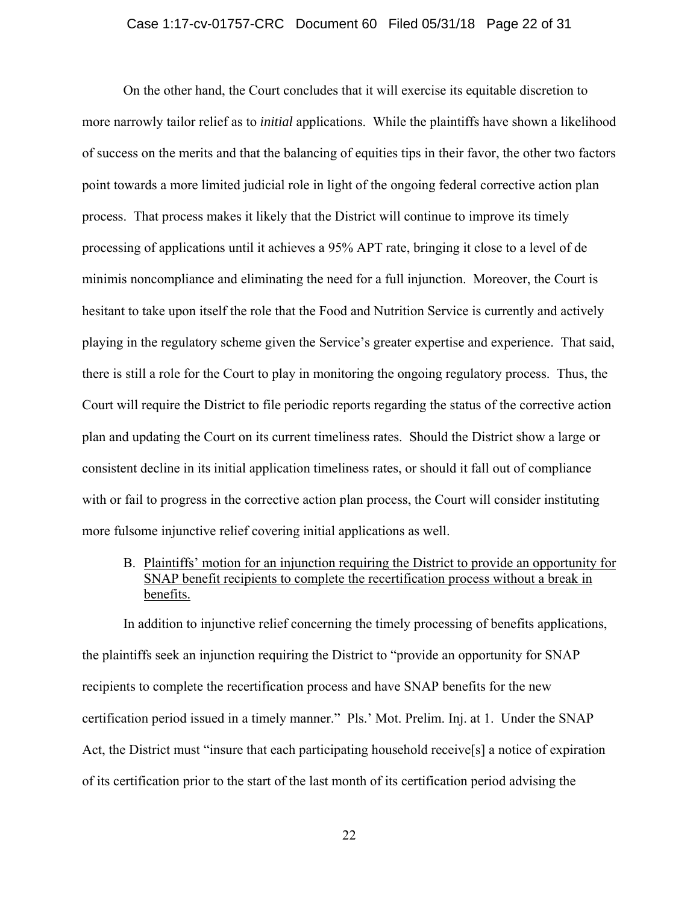On the other hand, the Court concludes that it will exercise its equitable discretion to more narrowly tailor relief as to *initial* applications. While the plaintiffs have shown a likelihood of success on the merits and that the balancing of equities tips in their favor, the other two factors point towards a more limited judicial role in light of the ongoing federal corrective action plan process. That process makes it likely that the District will continue to improve its timely processing of applications until it achieves a 95% APT rate, bringing it close to a level of de minimis noncompliance and eliminating the need for a full injunction. Moreover, the Court is hesitant to take upon itself the role that the Food and Nutrition Service is currently and actively playing in the regulatory scheme given the Service's greater expertise and experience. That said, there is still a role for the Court to play in monitoring the ongoing regulatory process. Thus, the Court will require the District to file periodic reports regarding the status of the corrective action plan and updating the Court on its current timeliness rates. Should the District show a large or consistent decline in its initial application timeliness rates, or should it fall out of compliance with or fail to progress in the corrective action plan process, the Court will consider instituting more fulsome injunctive relief covering initial applications as well.

B. Plaintiffs' motion for an injunction requiring the District to provide an opportunity for SNAP benefit recipients to complete the recertification process without a break in benefits.

In addition to injunctive relief concerning the timely processing of benefits applications, the plaintiffs seek an injunction requiring the District to "provide an opportunity for SNAP recipients to complete the recertification process and have SNAP benefits for the new certification period issued in a timely manner." Pls.' Mot. Prelim. Inj. at 1. Under the SNAP Act, the District must "insure that each participating household receive[s] a notice of expiration of its certification prior to the start of the last month of its certification period advising the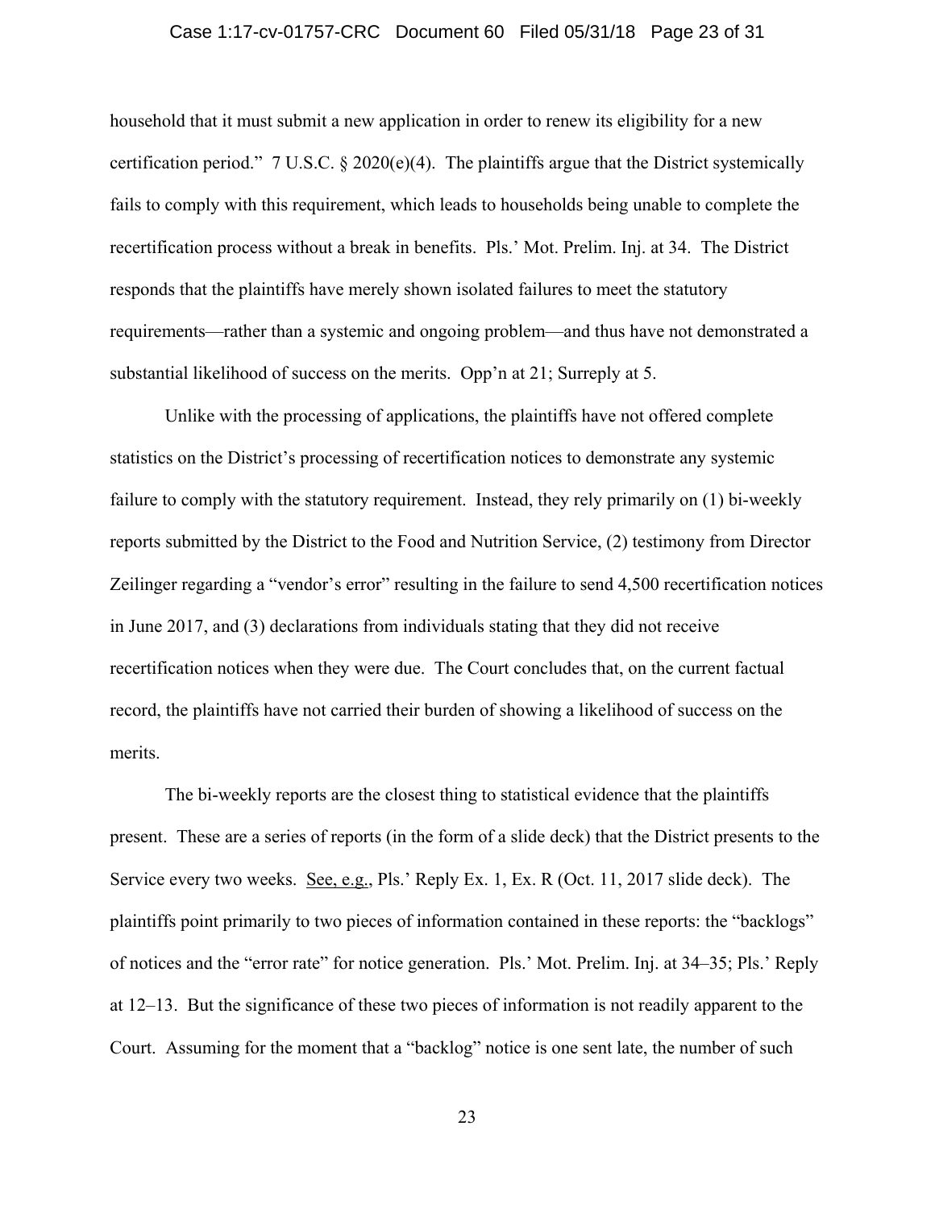household that it must submit a new application in order to renew its eligibility for a new certification period." 7 U.S.C. § 2020(e)(4). The plaintiffs argue that the District systemically fails to comply with this requirement, which leads to households being unable to complete the recertification process without a break in benefits. Pls.' Mot. Prelim. Inj. at 34. The District responds that the plaintiffs have merely shown isolated failures to meet the statutory requirements—rather than a systemic and ongoing problem—and thus have not demonstrated a substantial likelihood of success on the merits. Opp'n at 21; Surreply at 5.

Unlike with the processing of applications, the plaintiffs have not offered complete statistics on the District's processing of recertification notices to demonstrate any systemic failure to comply with the statutory requirement. Instead, they rely primarily on (1) bi-weekly reports submitted by the District to the Food and Nutrition Service, (2) testimony from Director Zeilinger regarding a "vendor's error" resulting in the failure to send 4,500 recertification notices in June 2017, and (3) declarations from individuals stating that they did not receive recertification notices when they were due. The Court concludes that, on the current factual record, the plaintiffs have not carried their burden of showing a likelihood of success on the merits.

The bi-weekly reports are the closest thing to statistical evidence that the plaintiffs present. These are a series of reports (in the form of a slide deck) that the District presents to the Service every two weeks. See, e.g., Pls.' Reply Ex. 1, Ex. R (Oct. 11, 2017 slide deck). The plaintiffs point primarily to two pieces of information contained in these reports: the "backlogs" of notices and the "error rate" for notice generation. Pls.' Mot. Prelim. Inj. at 34–35; Pls.' Reply at 12–13. But the significance of these two pieces of information is not readily apparent to the Court. Assuming for the moment that a "backlog" notice is one sent late, the number of such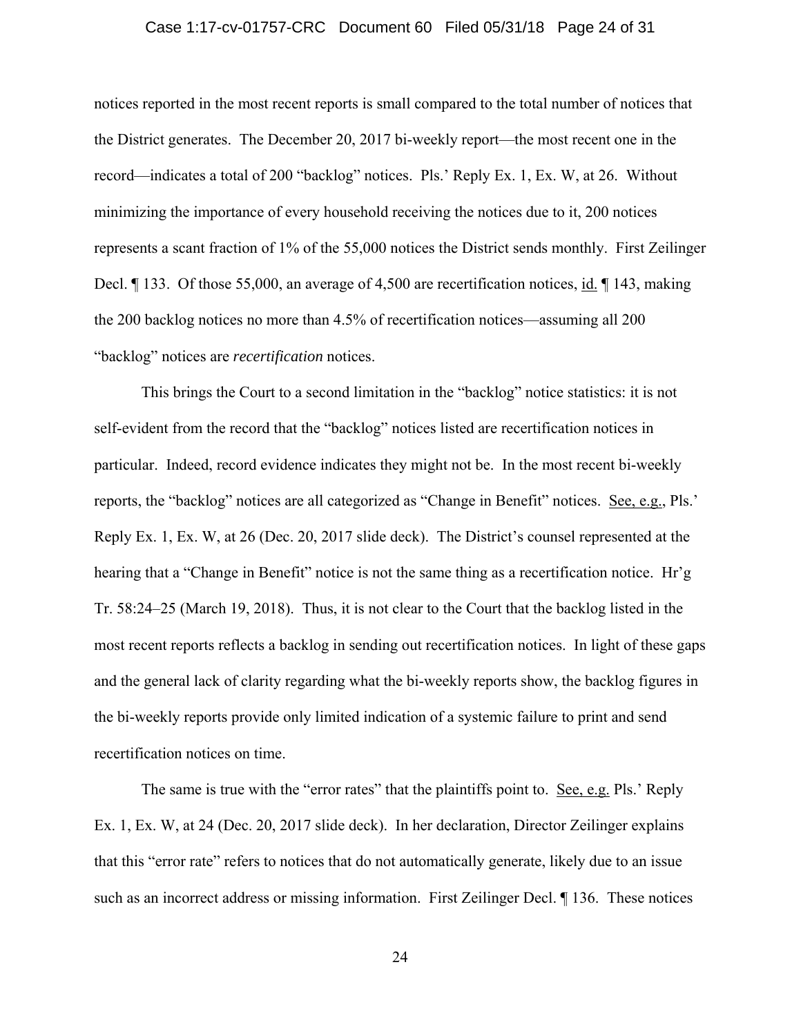notices reported in the most recent reports is small compared to the total number of notices that the District generates. The December 20, 2017 bi-weekly report—the most recent one in the record—indicates a total of 200 "backlog" notices. Pls.' Reply Ex. 1, Ex. W, at 26. Without minimizing the importance of every household receiving the notices due to it, 200 notices represents a scant fraction of 1% of the 55,000 notices the District sends monthly. First Zeilinger Decl. ¶ 133. Of those 55,000, an average of 4,500 are recertification notices, id. ¶ 143, making the 200 backlog notices no more than 4.5% of recertification notices—assuming all 200 "backlog" notices are *recertification* notices.

This brings the Court to a second limitation in the "backlog" notice statistics: it is not self-evident from the record that the "backlog" notices listed are recertification notices in particular. Indeed, record evidence indicates they might not be. In the most recent bi-weekly reports, the "backlog" notices are all categorized as "Change in Benefit" notices. See, e.g., Pls.' Reply Ex. 1, Ex. W, at 26 (Dec. 20, 2017 slide deck). The District's counsel represented at the hearing that a "Change in Benefit" notice is not the same thing as a recertification notice. Hr'g Tr. 58:24–25 (March 19, 2018). Thus, it is not clear to the Court that the backlog listed in the most recent reports reflects a backlog in sending out recertification notices. In light of these gaps and the general lack of clarity regarding what the bi-weekly reports show, the backlog figures in the bi-weekly reports provide only limited indication of a systemic failure to print and send recertification notices on time.

The same is true with the "error rates" that the plaintiffs point to. See, e.g. Pls.' Reply Ex. 1, Ex. W, at 24 (Dec. 20, 2017 slide deck). In her declaration, Director Zeilinger explains that this "error rate" refers to notices that do not automatically generate, likely due to an issue such as an incorrect address or missing information. First Zeilinger Decl. ¶ 136. These notices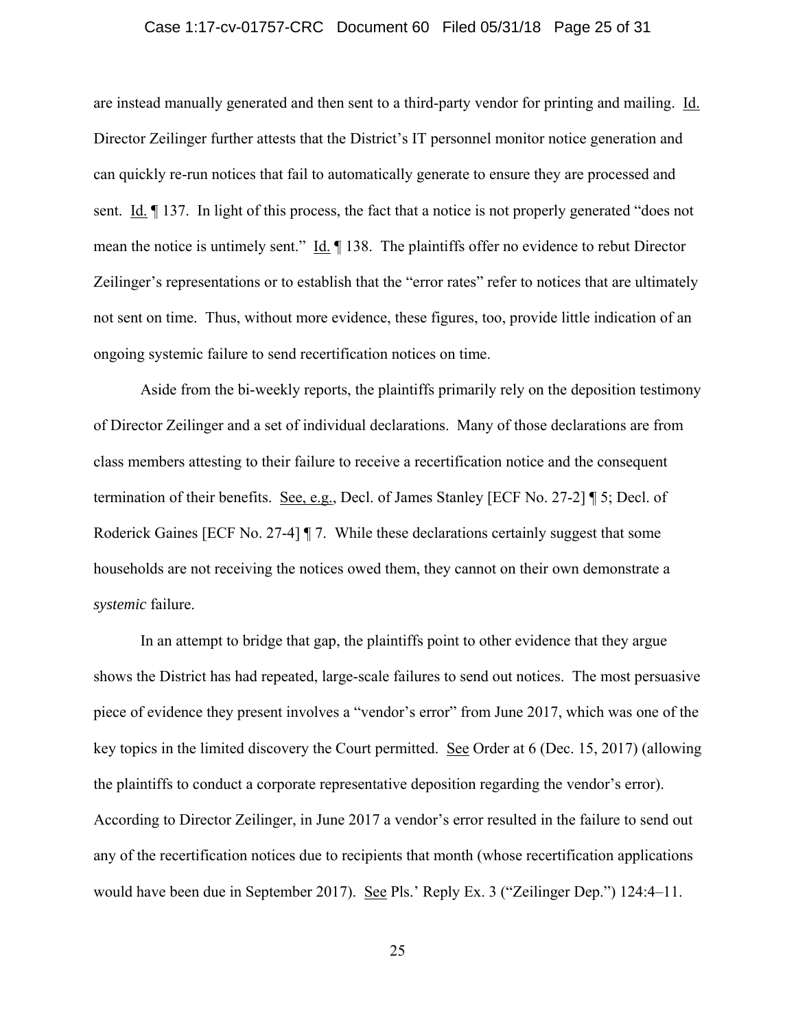are instead manually generated and then sent to a third-party vendor for printing and mailing. Id. Director Zeilinger further attests that the District's IT personnel monitor notice generation and can quickly re-run notices that fail to automatically generate to ensure they are processed and sent. Id. ¶ 137. In light of this process, the fact that a notice is not properly generated "does not mean the notice is untimely sent." Id. ¶ 138. The plaintiffs offer no evidence to rebut Director Zeilinger's representations or to establish that the "error rates" refer to notices that are ultimately not sent on time. Thus, without more evidence, these figures, too, provide little indication of an ongoing systemic failure to send recertification notices on time.

Aside from the bi-weekly reports, the plaintiffs primarily rely on the deposition testimony of Director Zeilinger and a set of individual declarations. Many of those declarations are from class members attesting to their failure to receive a recertification notice and the consequent termination of their benefits. See, e.g., Decl. of James Stanley [ECF No. 27-2] ¶ 5; Decl. of Roderick Gaines [ECF No. 27-4] ¶ 7. While these declarations certainly suggest that some households are not receiving the notices owed them, they cannot on their own demonstrate a *systemic* failure.

In an attempt to bridge that gap, the plaintiffs point to other evidence that they argue shows the District has had repeated, large-scale failures to send out notices. The most persuasive piece of evidence they present involves a "vendor's error" from June 2017, which was one of the key topics in the limited discovery the Court permitted. See Order at 6 (Dec. 15, 2017) (allowing the plaintiffs to conduct a corporate representative deposition regarding the vendor's error). According to Director Zeilinger, in June 2017 a vendor's error resulted in the failure to send out any of the recertification notices due to recipients that month (whose recertification applications would have been due in September 2017). See Pls.' Reply Ex. 3 ("Zeilinger Dep.") 124:4–11.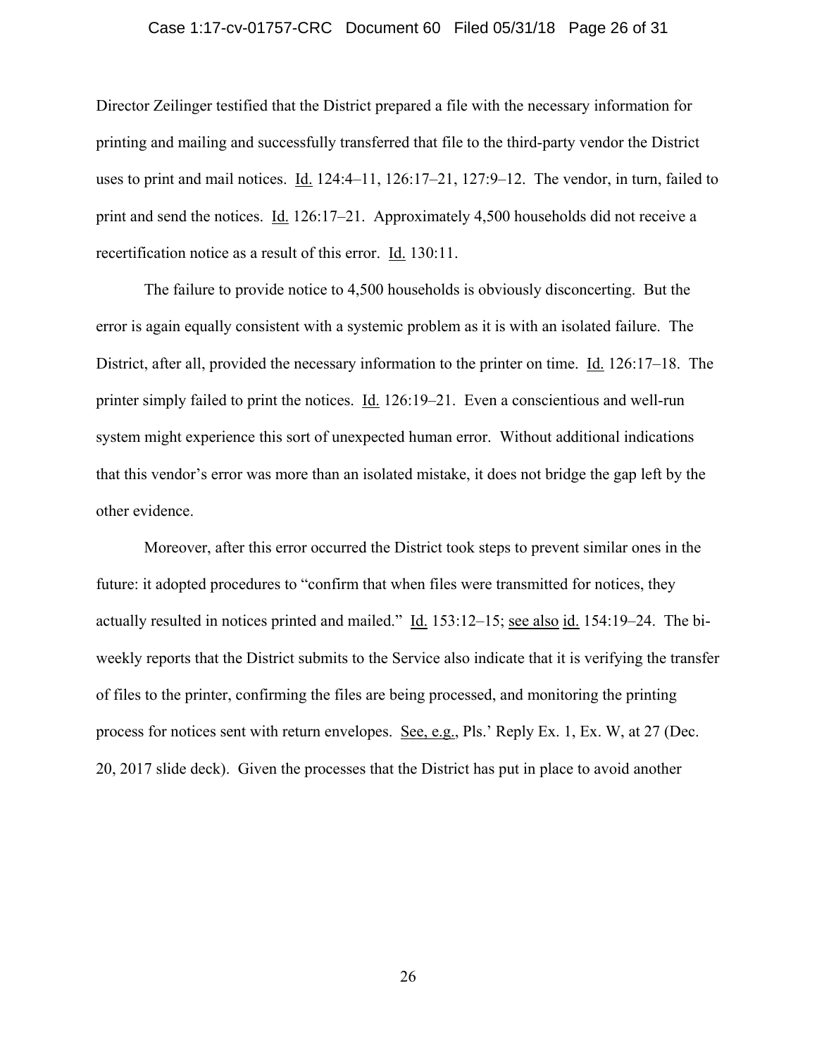Director Zeilinger testified that the District prepared a file with the necessary information for printing and mailing and successfully transferred that file to the third-party vendor the District uses to print and mail notices. Id. 124:4–11, 126:17–21, 127:9–12. The vendor, in turn, failed to print and send the notices. Id. 126:17–21. Approximately 4,500 households did not receive a recertification notice as a result of this error. Id. 130:11.

The failure to provide notice to 4,500 households is obviously disconcerting. But the error is again equally consistent with a systemic problem as it is with an isolated failure. The District, after all, provided the necessary information to the printer on time. Id. 126:17–18. The printer simply failed to print the notices. Id. 126:19–21. Even a conscientious and well-run system might experience this sort of unexpected human error. Without additional indications that this vendor's error was more than an isolated mistake, it does not bridge the gap left by the other evidence.

Moreover, after this error occurred the District took steps to prevent similar ones in the future: it adopted procedures to "confirm that when files were transmitted for notices, they actually resulted in notices printed and mailed." Id. 153:12–15; see also id. 154:19–24. The bi-weekly reports that the District submits to the Service also indicate that it is verifying the transfer of files to the printer, confirming the files are being processed, and monitoring the printing process for notices sent with return envelopes. See, e.g., Pls.' Reply Ex. 1, Ex. W, at 27 (Dec. 20, 2017 slide deck). Given the processes that the District has put in place to avoid another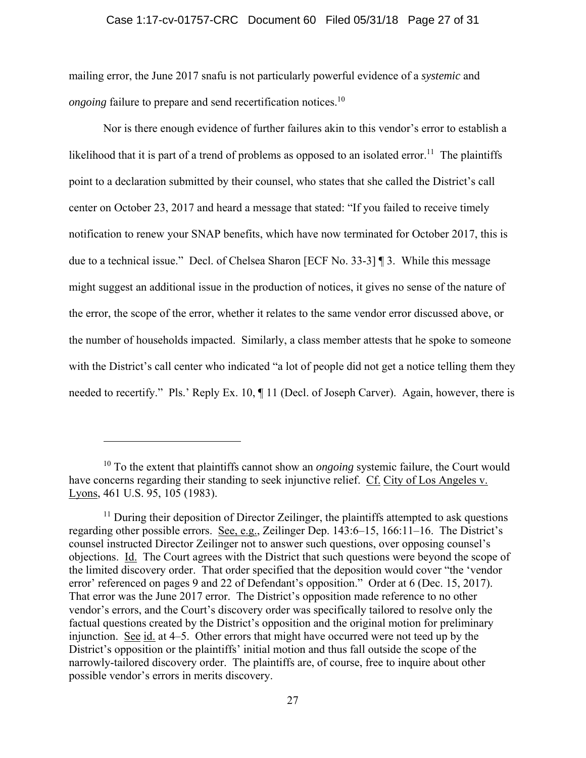mailing error, the June 2017 snafu is not particularly powerful evidence of a *systemic* and *ongoing* failure to prepare and send recertification notices.[10]

Nor is there enough evidence of further failures akin to this vendor's error to establish a likelihood that it is part of a trend of problems as opposed to an isolated error.[11] The plaintiffs point to a declaration submitted by their counsel, who states that she called the District's call center on October 23, 2017 and heard a message that stated: "If you failed to receive timely notification to renew your SNAP benefits, which have now terminated for October 2017, this is due to a technical issue." Decl. of Chelsea Sharon [ECF No. 33-3] ¶ 3. While this message might suggest an additional issue in the production of notices, it gives no sense of the nature of the error, the scope of the error, whether it relates to the same vendor error discussed above, or the number of households impacted. Similarly, a class member attests that he spoke to someone with the District's call center who indicated "a lot of people did not get a notice telling them they needed to recertify." Pls.' Reply Ex. 10, ¶ 11 (Decl. of Joseph Carver). Again, however, there is

---

[10] To the extent that plaintiffs cannot show an *ongoing* systemic failure, the Court would have concerns regarding their standing to seek injunctive relief. Cf. City of Los Angeles v. Lyons, 461 U.S. 95, 105 (1983).

[11] During their deposition of Director Zeilinger, the plaintiffs attempted to ask questions regarding other possible errors. See, e.g., Zeilinger Dep. 143:6–15, 166:11–16. The District's counsel instructed Director Zeilinger not to answer such questions, over opposing counsel's objections. Id. The Court agrees with the District that such questions were beyond the scope of the limited discovery order. That order specified that the deposition would cover "the 'vendor error' referenced on pages 9 and 22 of Defendant's opposition." Order at 6 (Dec. 15, 2017). That error was the June 2017 error. The District's opposition made reference to no other vendor's errors, and the Court's discovery order was specifically tailored to resolve only the factual questions created by the District's opposition and the original motion for preliminary injunction. See id. at 4–5. Other errors that might have occurred were not teed up by the District's opposition or the plaintiffs' initial motion and thus fall outside the scope of the narrowly-tailored discovery order. The plaintiffs are, of course, free to inquire about other possible vendor's errors in merits discovery.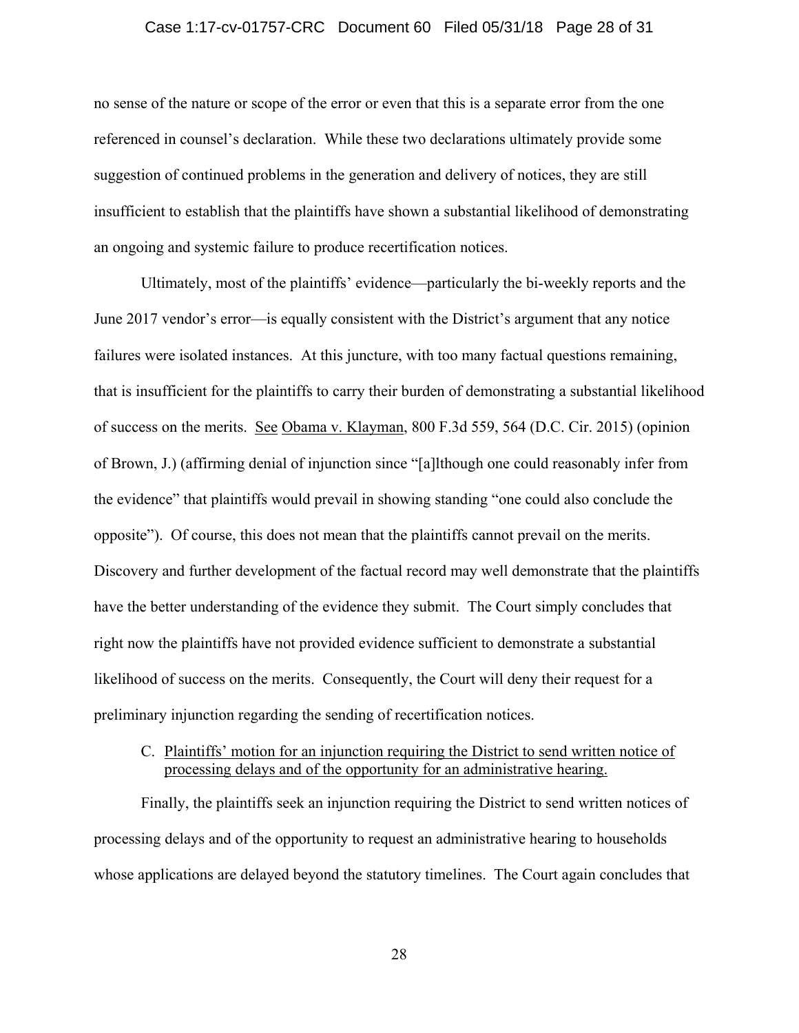no sense of the nature or scope of the error or even that this is a separate error from the one referenced in counsel's declaration. While these two declarations ultimately provide some suggestion of continued problems in the generation and delivery of notices, they are still insufficient to establish that the plaintiffs have shown a substantial likelihood of demonstrating an ongoing and systemic failure to produce recertification notices.

Ultimately, most of the plaintiffs' evidence—particularly the bi-weekly reports and the June 2017 vendor's error—is equally consistent with the District's argument that any notice failures were isolated instances. At this juncture, with too many factual questions remaining, that is insufficient for the plaintiffs to carry their burden of demonstrating a substantial likelihood of success on the merits. See Obama v. Klayman, 800 F.3d 559, 564 (D.C. Cir. 2015) (opinion of Brown, J.) (affirming denial of injunction since "[a]lthough one could reasonably infer from the evidence" that plaintiffs would prevail in showing standing "one could also conclude the opposite"). Of course, this does not mean that the plaintiffs cannot prevail on the merits. Discovery and further development of the factual record may well demonstrate that the plaintiffs have the better understanding of the evidence they submit. The Court simply concludes that right now the plaintiffs have not provided evidence sufficient to demonstrate a substantial likelihood of success on the merits. Consequently, the Court will deny their request for a preliminary injunction regarding the sending of recertification notices.

C. Plaintiffs' motion for an injunction requiring the District to send written notice of processing delays and of the opportunity for an administrative hearing.

Finally, the plaintiffs seek an injunction requiring the District to send written notices of processing delays and of the opportunity to request an administrative hearing to households whose applications are delayed beyond the statutory timelines. The Court again concludes that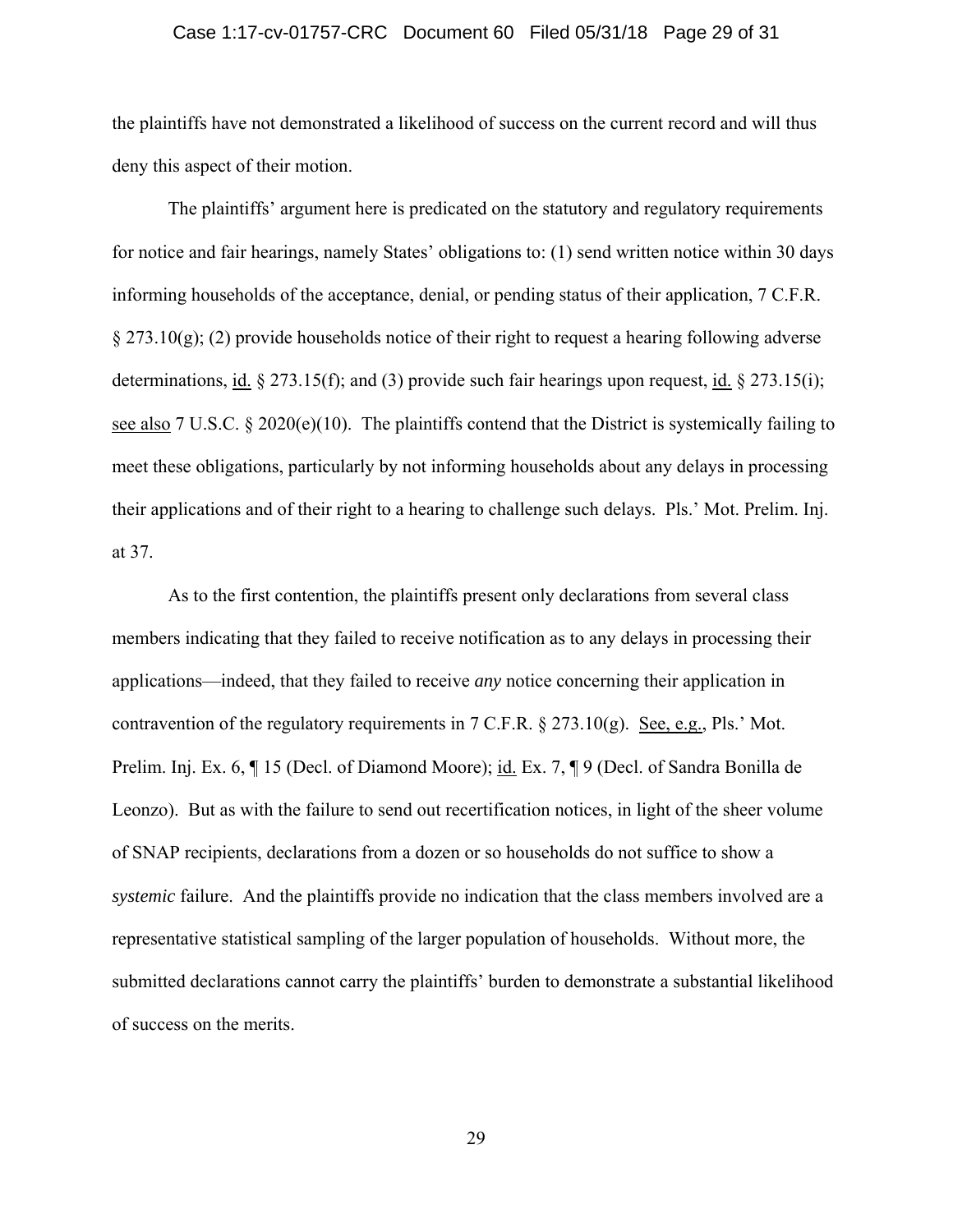the plaintiffs have not demonstrated a likelihood of success on the current record and will thus deny this aspect of their motion.

The plaintiffs' argument here is predicated on the statutory and regulatory requirements for notice and fair hearings, namely States' obligations to: (1) send written notice within 30 days informing households of the acceptance, denial, or pending status of their application, 7 C.F.R. § 273.10(g); (2) provide households notice of their right to request a hearing following adverse determinations, id. § 273.15(f); and (3) provide such fair hearings upon request, id. § 273.15(i); see also 7 U.S.C. § 2020(e)(10). The plaintiffs contend that the District is systemically failing to meet these obligations, particularly by not informing households about any delays in processing their applications and of their right to a hearing to challenge such delays. Pls.' Mot. Prelim. Inj. at 37.

As to the first contention, the plaintiffs present only declarations from several class members indicating that they failed to receive notification as to any delays in processing their applications—indeed, that they failed to receive *any* notice concerning their application in contravention of the regulatory requirements in 7 C.F.R. § 273.10(g). See, e.g., Pls.' Mot. Prelim. Inj. Ex. 6, ¶ 15 (Decl. of Diamond Moore); id. Ex. 7, ¶ 9 (Decl. of Sandra Bonilla de Leonzo). But as with the failure to send out recertification notices, in light of the sheer volume of SNAP recipients, declarations from a dozen or so households do not suffice to show a *systemic* failure. And the plaintiffs provide no indication that the class members involved are a representative statistical sampling of the larger population of households. Without more, the submitted declarations cannot carry the plaintiffs' burden to demonstrate a substantial likelihood of success on the merits.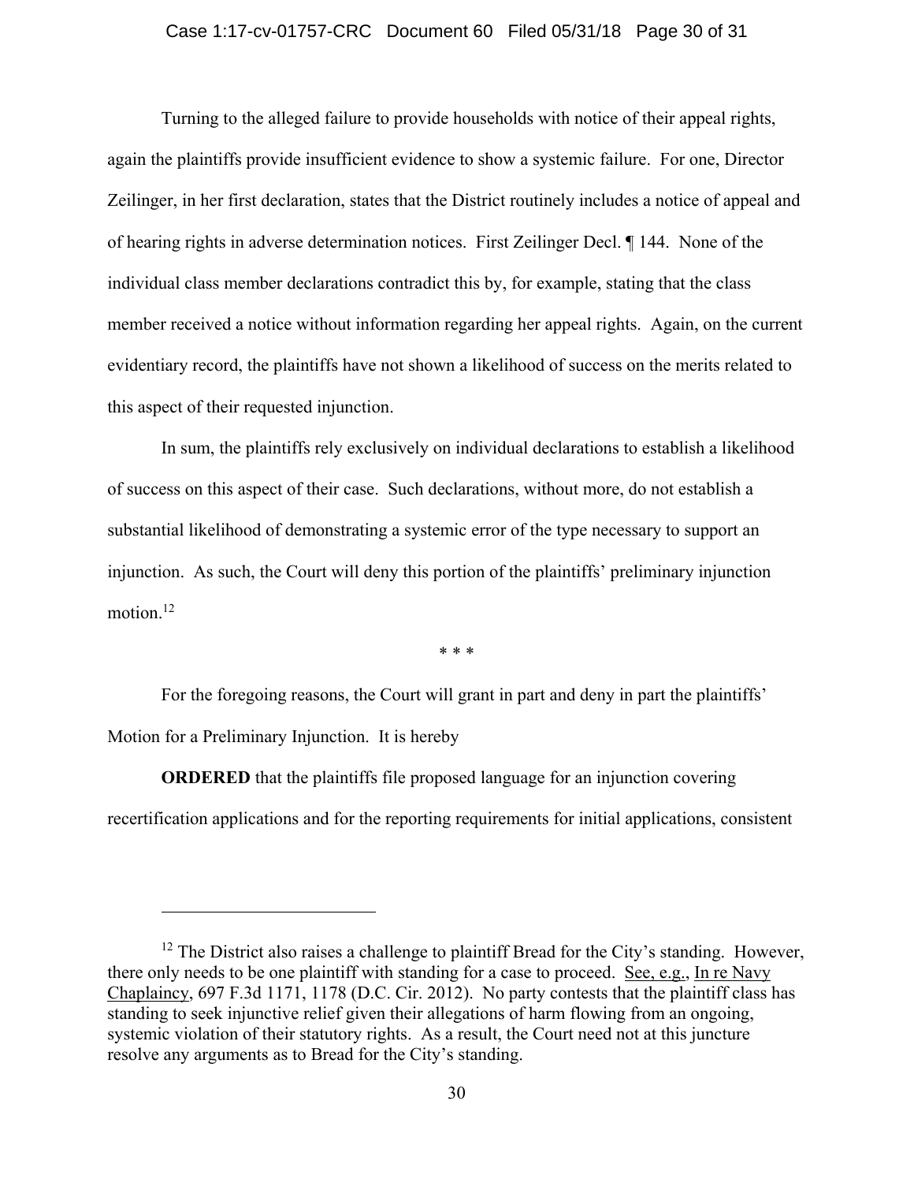Turning to the alleged failure to provide households with notice of their appeal rights, again the plaintiffs provide insufficient evidence to show a systemic failure. For one, Director Zeilinger, in her first declaration, states that the District routinely includes a notice of appeal and of hearing rights in adverse determination notices. First Zeilinger Decl. ¶ 144. None of the individual class member declarations contradict this by, for example, stating that the class member received a notice without information regarding her appeal rights. Again, on the current evidentiary record, the plaintiffs have not shown a likelihood of success on the merits related to this aspect of their requested injunction.

In sum, the plaintiffs rely exclusively on individual declarations to establish a likelihood of success on this aspect of their case. Such declarations, without more, do not establish a substantial likelihood of demonstrating a systemic error of the type necessary to support an injunction. As such, the Court will deny this portion of the plaintiffs' preliminary injunction motion.[12]

\* \* \*

For the foregoing reasons, the Court will grant in part and deny in part the plaintiffs' Motion for a Preliminary Injunction. It is hereby

**ORDERED** that the plaintiffs file proposed language for an injunction covering recertification applications and for the reporting requirements for initial applications, consistent

---

[12] The District also raises a challenge to plaintiff Bread for the City's standing. However, there only needs to be one plaintiff with standing for a case to proceed. See, e.g., In re Navy Chaplaincy, 697 F.3d 1171, 1178 (D.C. Cir. 2012). No party contests that the plaintiff class has standing to seek injunctive relief given their allegations of harm flowing from an ongoing, systemic violation of their statutory rights. As a result, the Court need not at this juncture resolve any arguments as to Bread for the City's standing.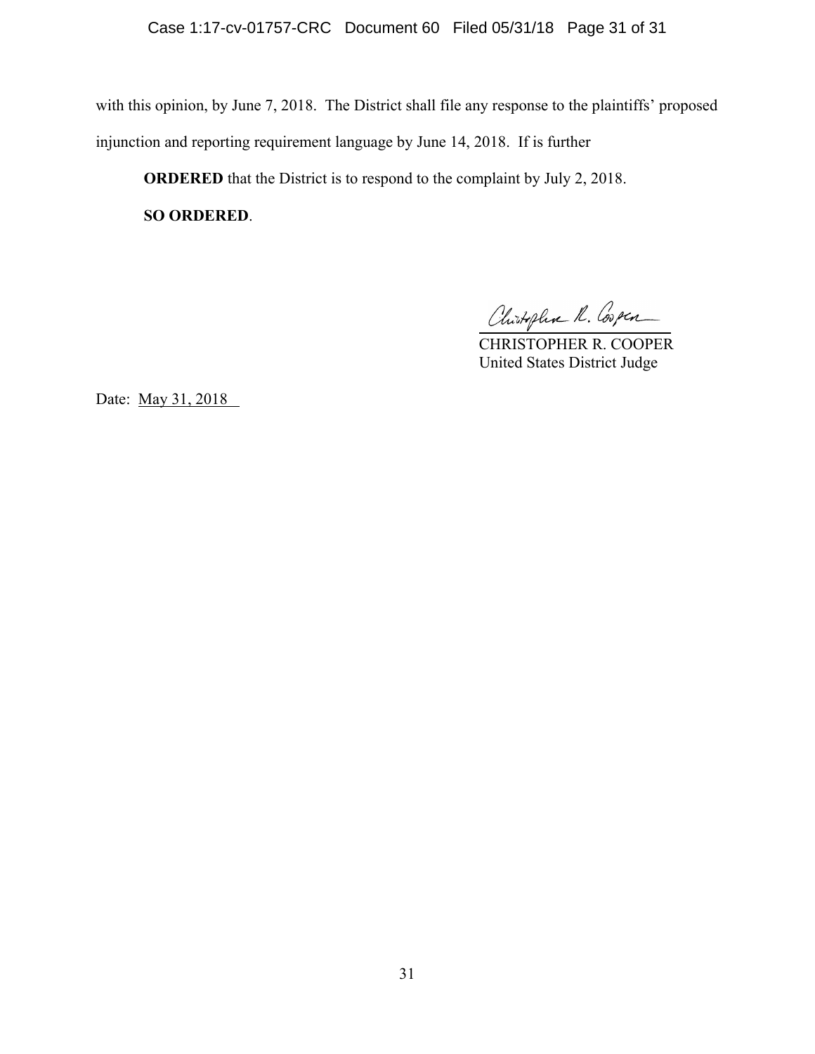with this opinion, by June 7, 2018. The District shall file any response to the plaintiffs' proposed injunction and reporting requirement language by June 14, 2018. If is further

**ORDERED** that the District is to respond to the complaint by July 2, 2018.

**SO ORDERED**.

CHRISTOPHER R. COOPER
United States District Judge

Date: May 31, 2018